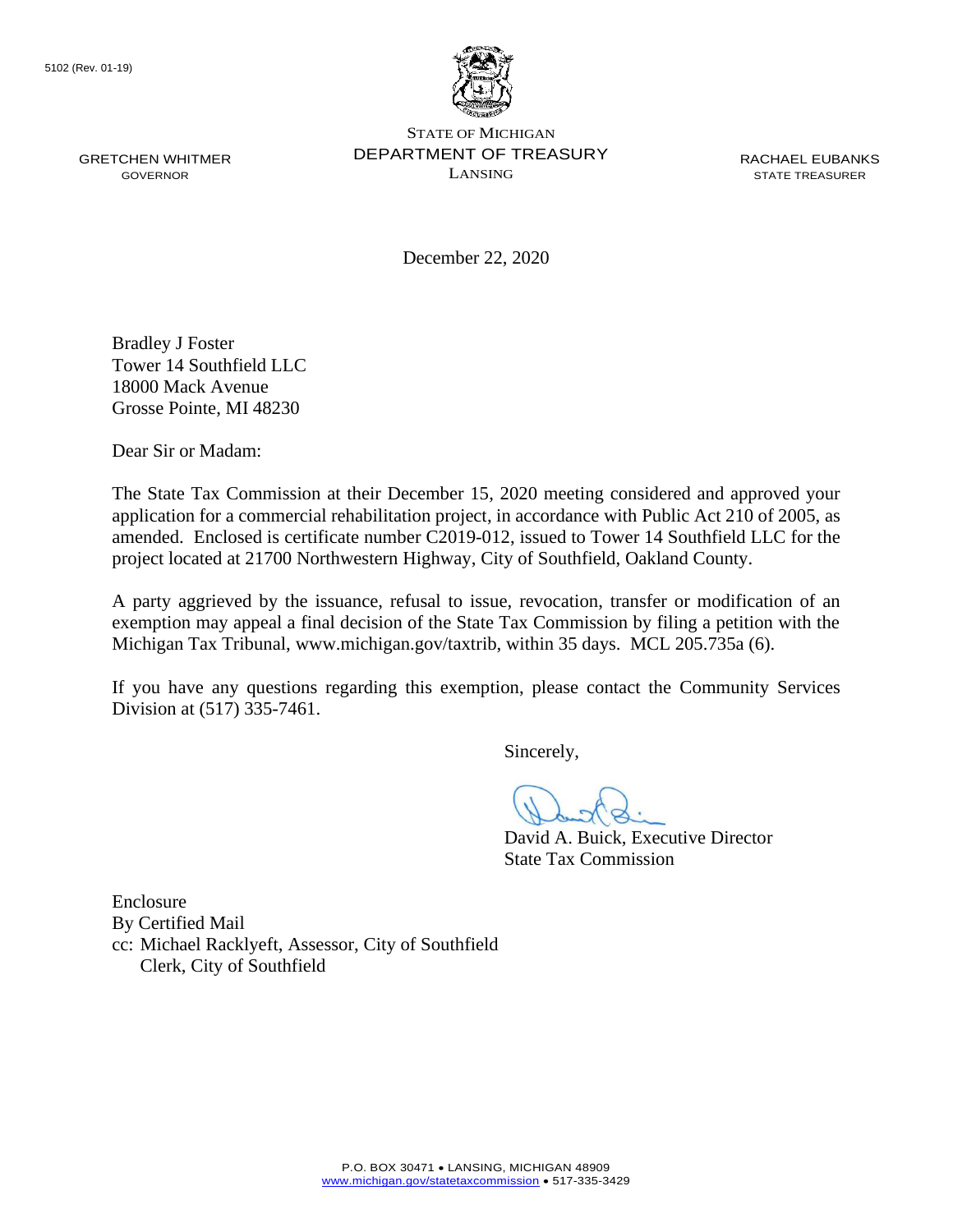5102 (Rev. 01-19)

GRETCHEN WHITMER
GOVERNOR

STATE OF MICHIGAN
DEPARTMENT OF TREASURY
LANSING

RACHAEL EUBANKS
STATE TREASURER

December 22, 2020

Bradley J Foster
Tower 14 Southfield LLC
18000 Mack Avenue
Grosse Pointe, MI 48230

Dear Sir or Madam:

The State Tax Commission at their December 15, 2020 meeting considered and approved your application for a commercial rehabilitation project, in accordance with Public Act 210 of 2005, as amended. Enclosed is certificate number C2019-012, issued to Tower 14 Southfield LLC for the project located at 21700 Northwestern Highway, City of Southfield, Oakland County.

A party aggrieved by the issuance, refusal to issue, revocation, transfer or modification of an exemption may appeal a final decision of the State Tax Commission by filing a petition with the Michigan Tax Tribunal, www.michigan.gov/taxtrib, within 35 days. MCL 205.735a (6).

If you have any questions regarding this exemption, please contact the Community Services Division at (517) 335-7461.

Sincerely,

David A. Buick, Executive Director
State Tax Commission

Enclosure
By Certified Mail
cc: Michael Racklyeft, Assessor, City of Southfield
Clerk, City of Southfield

P.O. BOX 30471 • LANSING, MICHIGAN 48909
www.michigan.gov/statetaxcommission • 517-335-3429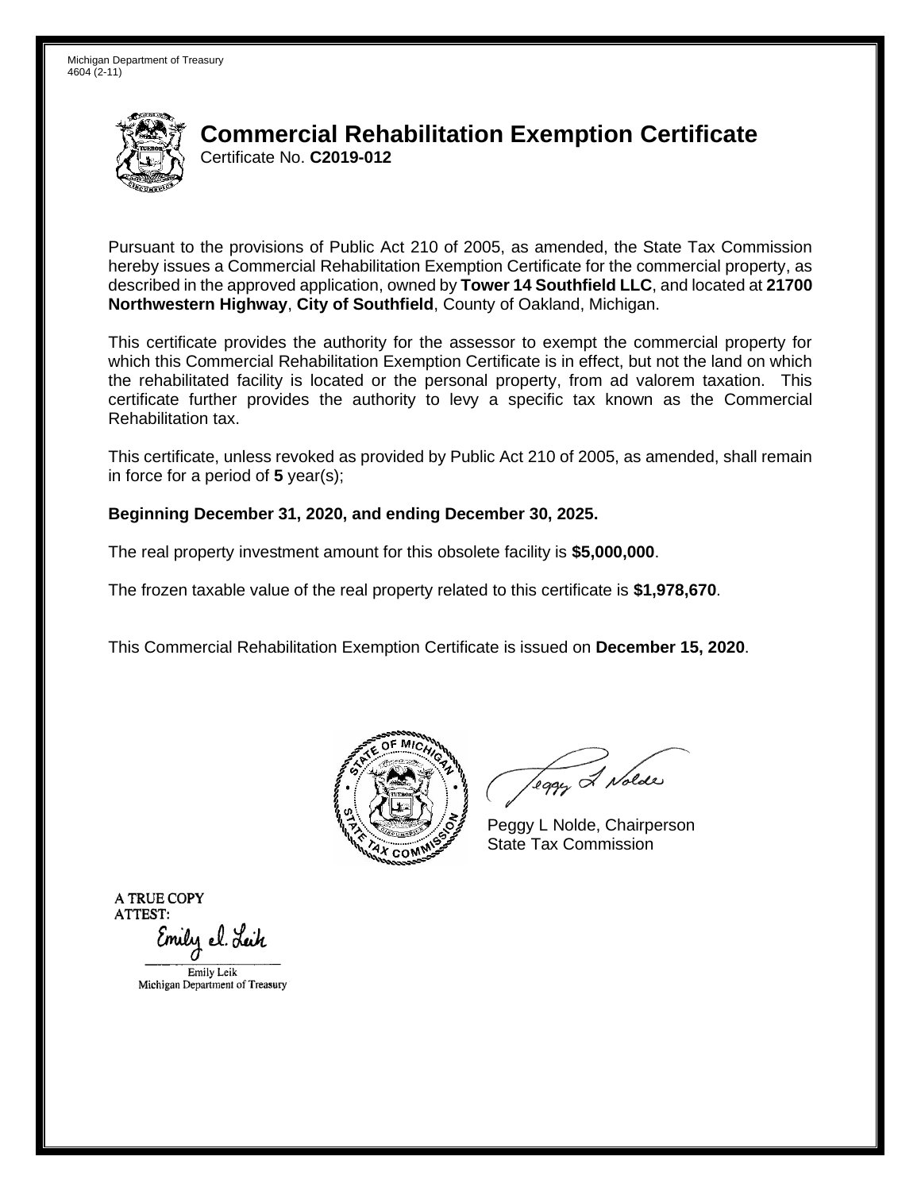Michigan Department of Treasury
4604 (2-11)

# Commercial Rehabilitation Exemption Certificate

Certificate No. **C2019-012**

Pursuant to the provisions of Public Act 210 of 2005, as amended, the State Tax Commission hereby issues a Commercial Rehabilitation Exemption Certificate for the commercial property, as described in the approved application, owned by **Tower 14 Southfield LLC**, and located at **21700 Northwestern Highway**, **City of Southfield**, County of Oakland, Michigan.

This certificate provides the authority for the assessor to exempt the commercial property for which this Commercial Rehabilitation Exemption Certificate is in effect, but not the land on which the rehabilitated facility is located or the personal property, from ad valorem taxation. This certificate further provides the authority to levy a specific tax known as the Commercial Rehabilitation tax.

This certificate, unless revoked as provided by Public Act 210 of 2005, as amended, shall remain in force for a period of **5** year(s);

**Beginning December 31, 2020, and ending December 30, 2025.**

The real property investment amount for this obsolete facility is **$5,000,000**.

The frozen taxable value of the real property related to this certificate is **$1,978,670**.

This Commercial Rehabilitation Exemption Certificate is issued on **December 15, 2020**.

Peggy L Nolde, Chairperson
State Tax Commission

A TRUE COPY
ATTEST:

Emily Leik
Michigan Department of Treasury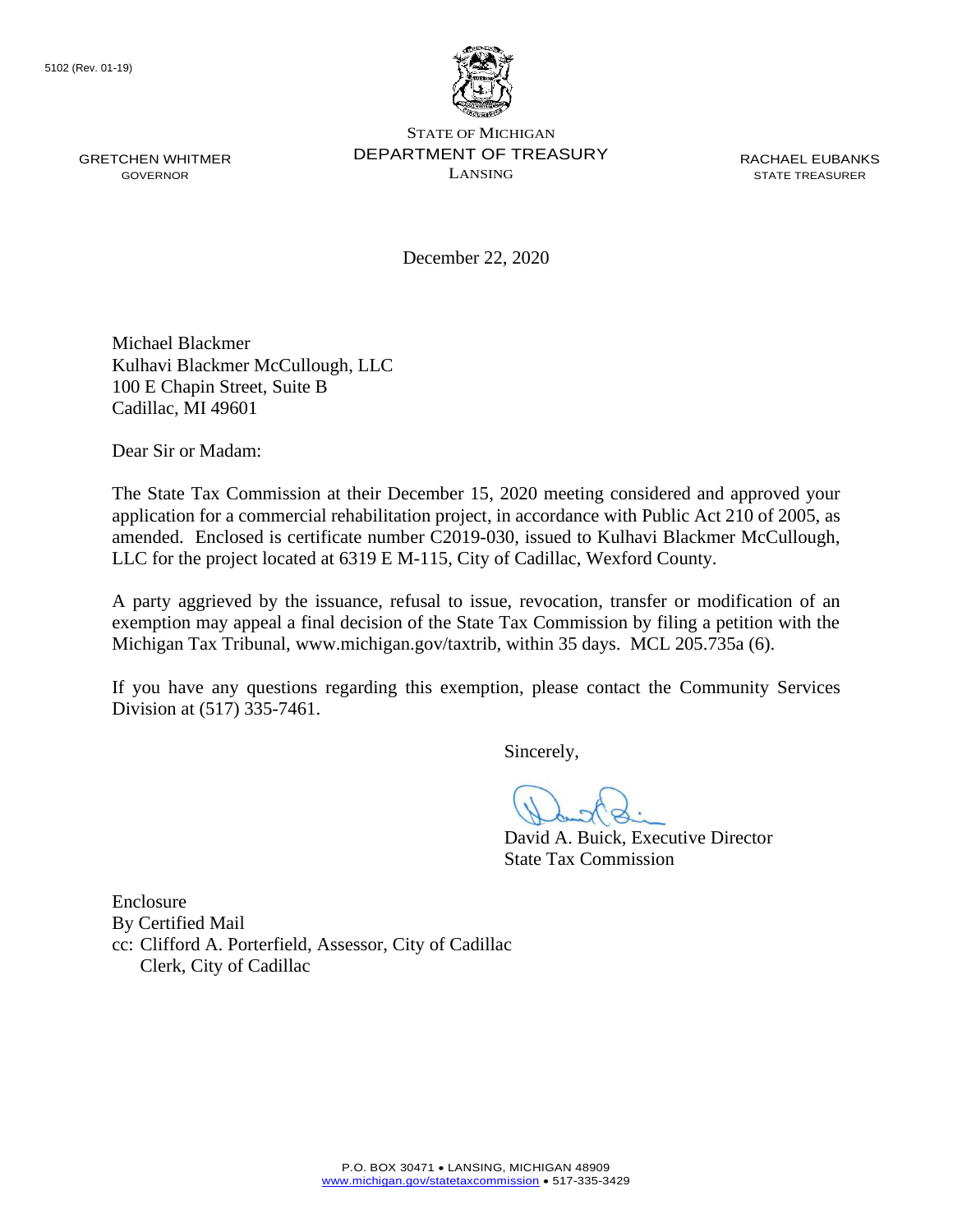5102 (Rev. 01-19)

STATE OF MICHIGAN
DEPARTMENT OF TREASURY
LANSING

GRETCHEN WHITMER
GOVERNOR

RACHAEL EUBANKS
STATE TREASURER

December 22, 2020

Michael Blackmer
Kulhavi Blackmer McCullough, LLC
100 E Chapin Street, Suite B
Cadillac, MI 49601

Dear Sir or Madam:

The State Tax Commission at their December 15, 2020 meeting considered and approved your application for a commercial rehabilitation project, in accordance with Public Act 210 of 2005, as amended. Enclosed is certificate number C2019-030, issued to Kulhavi Blackmer McCullough, LLC for the project located at 6319 E M-115, City of Cadillac, Wexford County.

A party aggrieved by the issuance, refusal to issue, revocation, transfer or modification of an exemption may appeal a final decision of the State Tax Commission by filing a petition with the Michigan Tax Tribunal, www.michigan.gov/taxtrib, within 35 days. MCL 205.735a (6).

If you have any questions regarding this exemption, please contact the Community Services Division at (517) 335-7461.

Sincerely,

David A. Buick, Executive Director
State Tax Commission

Enclosure
By Certified Mail
cc: Clifford A. Porterfield, Assessor, City of Cadillac
Clerk, City of Cadillac

P.O. BOX 30471 • LANSING, MICHIGAN 48909
www.michigan.gov/statetaxcommission • 517-335-3429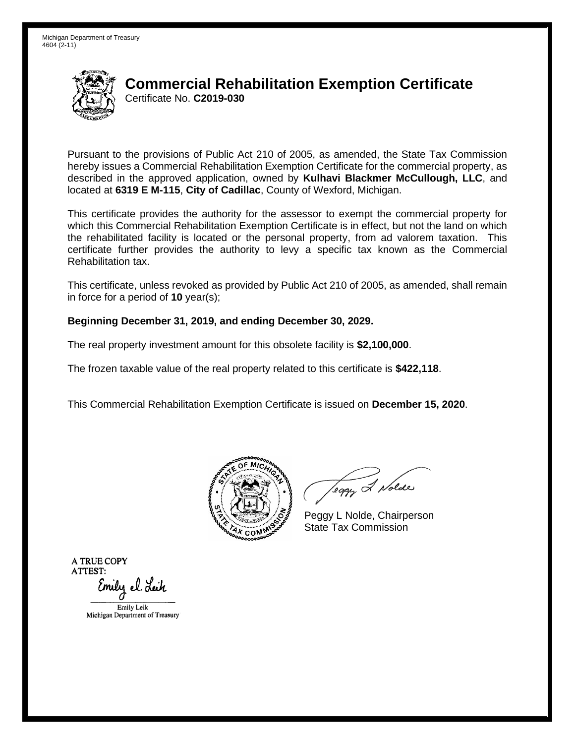Michigan Department of Treasury
4604 (2-11)

# Commercial Rehabilitation Exemption Certificate

Certificate No. **C2019-030**

Pursuant to the provisions of Public Act 210 of 2005, as amended, the State Tax Commission hereby issues a Commercial Rehabilitation Exemption Certificate for the commercial property, as described in the approved application, owned by **Kulhavi Blackmer McCullough, LLC**, and located at **6319 E M-115**, **City of Cadillac**, County of Wexford, Michigan.

This certificate provides the authority for the assessor to exempt the commercial property for which this Commercial Rehabilitation Exemption Certificate is in effect, but not the land on which the rehabilitated facility is located or the personal property, from ad valorem taxation. This certificate further provides the authority to levy a specific tax known as the Commercial Rehabilitation tax.

This certificate, unless revoked as provided by Public Act 210 of 2005, as amended, shall remain in force for a period of **10** year(s);

**Beginning December 31, 2019, and ending December 30, 2029.**

The real property investment amount for this obsolete facility is **$2,100,000**.

The frozen taxable value of the real property related to this certificate is **$422,118**.

This Commercial Rehabilitation Exemption Certificate is issued on **December 15, 2020**.

Peggy L Nolde, Chairperson
State Tax Commission

A TRUE COPY
ATTEST:

Emily Leik
Michigan Department of Treasury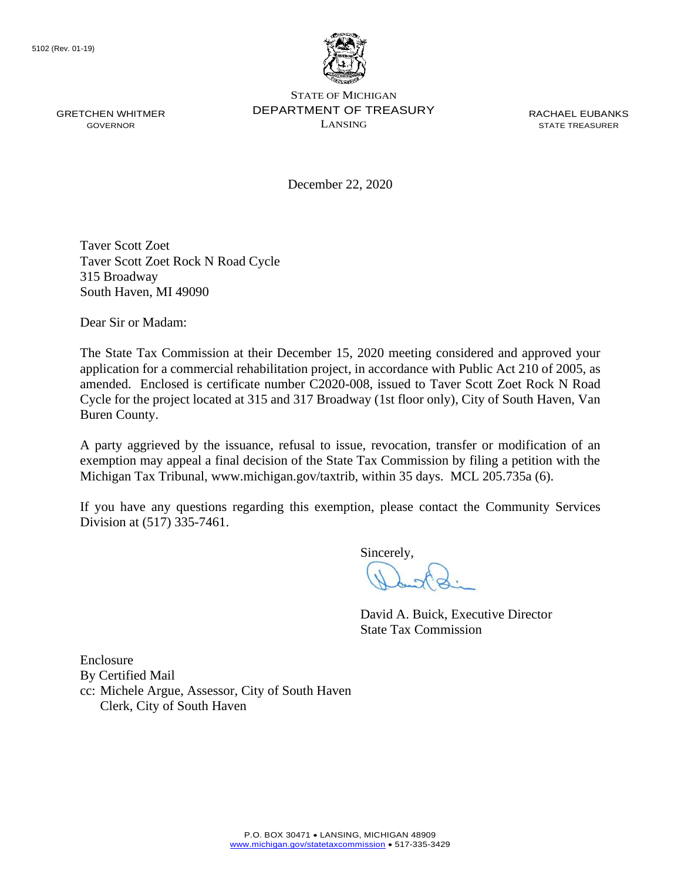5102 (Rev. 01-19)

GRETCHEN WHITMER
GOVERNOR

STATE OF MICHIGAN
DEPARTMENT OF TREASURY
LANSING

RACHAEL EUBANKS
STATE TREASURER

December 22, 2020

Taver Scott Zoet
Taver Scott Zoet Rock N Road Cycle
315 Broadway
South Haven, MI 49090

Dear Sir or Madam:

The State Tax Commission at their December 15, 2020 meeting considered and approved your application for a commercial rehabilitation project, in accordance with Public Act 210 of 2005, as amended. Enclosed is certificate number C2020-008, issued to Taver Scott Zoet Rock N Road Cycle for the project located at 315 and 317 Broadway (1st floor only), City of South Haven, Van Buren County.

A party aggrieved by the issuance, refusal to issue, revocation, transfer or modification of an exemption may appeal a final decision of the State Tax Commission by filing a petition with the Michigan Tax Tribunal, www.michigan.gov/taxtrib, within 35 days. MCL 205.735a (6).

If you have any questions regarding this exemption, please contact the Community Services Division at (517) 335-7461.

Sincerely,

David A. Buick, Executive Director
State Tax Commission

Enclosure
By Certified Mail
cc: Michele Argue, Assessor, City of South Haven
Clerk, City of South Haven

P.O. BOX 30471 • LANSING, MICHIGAN 48909
www.michigan.gov/statetaxcommission • 517-335-3429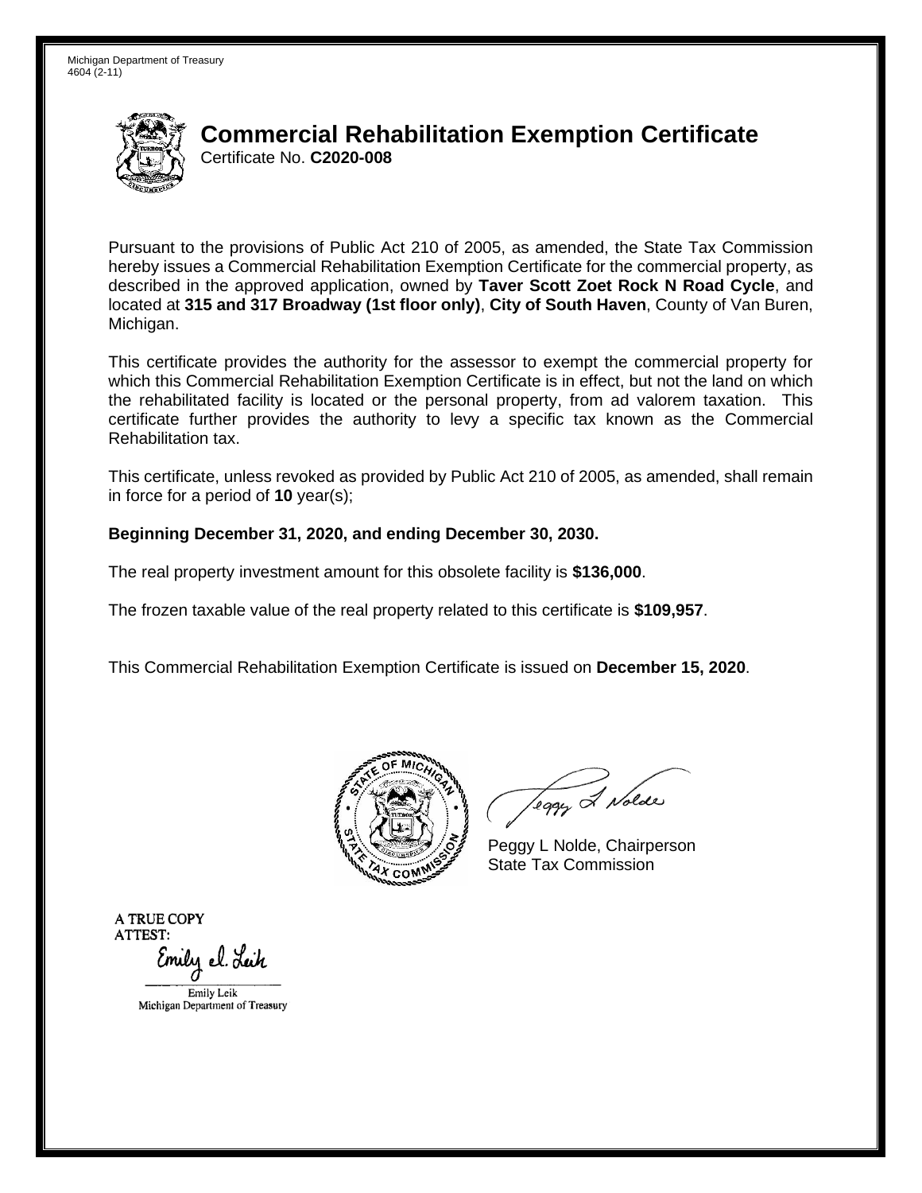Michigan Department of Treasury
4604 (2-11)

# Commercial Rehabilitation Exemption Certificate

Certificate No. **C2020-008**

Pursuant to the provisions of Public Act 210 of 2005, as amended, the State Tax Commission hereby issues a Commercial Rehabilitation Exemption Certificate for the commercial property, as described in the approved application, owned by **Taver Scott Zoet Rock N Road Cycle**, and located at **315 and 317 Broadway (1st floor only)**, **City of South Haven**, County of Van Buren, Michigan.

This certificate provides the authority for the assessor to exempt the commercial property for which this Commercial Rehabilitation Exemption Certificate is in effect, but not the land on which the rehabilitated facility is located or the personal property, from ad valorem taxation. This certificate further provides the authority to levy a specific tax known as the Commercial Rehabilitation tax.

This certificate, unless revoked as provided by Public Act 210 of 2005, as amended, shall remain in force for a period of **10** year(s);

**Beginning December 31, 2020, and ending December 30, 2030.**

The real property investment amount for this obsolete facility is **$136,000**.

The frozen taxable value of the real property related to this certificate is **$109,957**.

This Commercial Rehabilitation Exemption Certificate is issued on **December 15, 2020**.

Peggy L Nolde, Chairperson
State Tax Commission

A TRUE COPY
ATTEST:

Emily Leik
Michigan Department of Treasury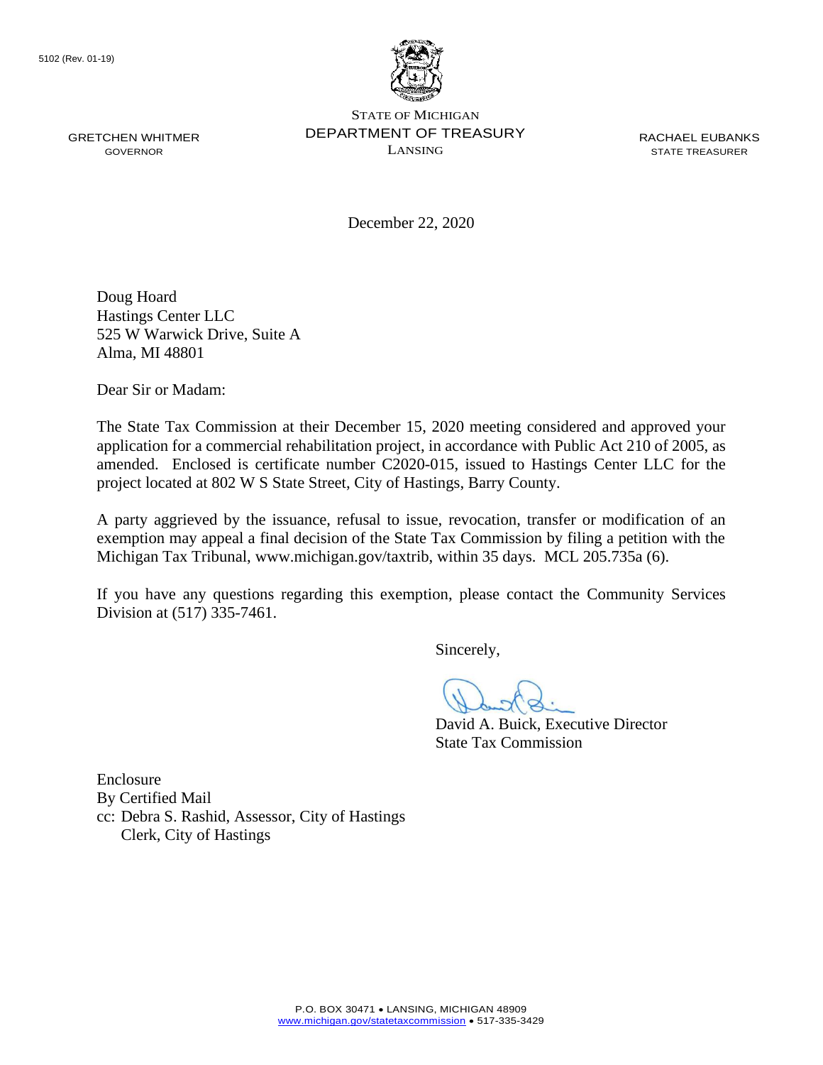5102 (Rev. 01-19)

GRETCHEN WHITMER
GOVERNOR

STATE OF MICHIGAN
DEPARTMENT OF TREASURY
LANSING

RACHAEL EUBANKS
STATE TREASURER

December 22, 2020

Doug Hoard
Hastings Center LLC
525 W Warwick Drive, Suite A
Alma, MI 48801

Dear Sir or Madam:

The State Tax Commission at their December 15, 2020 meeting considered and approved your application for a commercial rehabilitation project, in accordance with Public Act 210 of 2005, as amended. Enclosed is certificate number C2020-015, issued to Hastings Center LLC for the project located at 802 W S State Street, City of Hastings, Barry County.

A party aggrieved by the issuance, refusal to issue, revocation, transfer or modification of an exemption may appeal a final decision of the State Tax Commission by filing a petition with the Michigan Tax Tribunal, www.michigan.gov/taxtrib, within 35 days. MCL 205.735a (6).

If you have any questions regarding this exemption, please contact the Community Services Division at (517) 335-7461.

Sincerely,

David A. Buick, Executive Director
State Tax Commission

Enclosure
By Certified Mail
cc: Debra S. Rashid, Assessor, City of Hastings
Clerk, City of Hastings

P.O. BOX 30471 • LANSING, MICHIGAN 48909
www.michigan.gov/statetaxcommission • 517-335-3429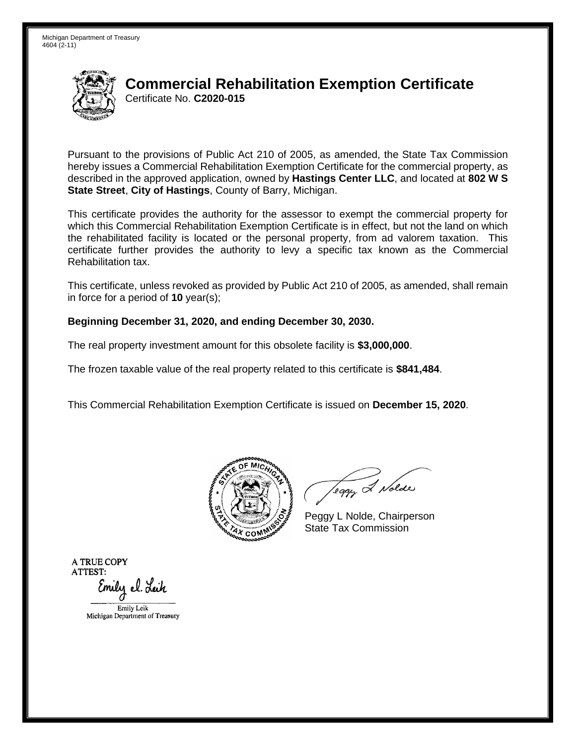Michigan Department of Treasury
4604 (2-11)

# Commercial Rehabilitation Exemption Certificate

Certificate No. **C2020-015**

Pursuant to the provisions of Public Act 210 of 2005, as amended, the State Tax Commission hereby issues a Commercial Rehabilitation Exemption Certificate for the commercial property, as described in the approved application, owned by **Hastings Center LLC**, and located at **802 W S State Street**, **City of Hastings**, County of Barry, Michigan.

This certificate provides the authority for the assessor to exempt the commercial property for which this Commercial Rehabilitation Exemption Certificate is in effect, but not the land on which the rehabilitated facility is located or the personal property, from ad valorem taxation. This certificate further provides the authority to levy a specific tax known as the Commercial Rehabilitation tax.

This certificate, unless revoked as provided by Public Act 210 of 2005, as amended, shall remain in force for a period of **10** year(s);

**Beginning December 31, 2020, and ending December 30, 2030.**

The real property investment amount for this obsolete facility is **$3,000,000**.

The frozen taxable value of the real property related to this certificate is **$841,484**.

This Commercial Rehabilitation Exemption Certificate is issued on **December 15, 2020**.

Peggy L Nolde, Chairperson
State Tax Commission

A TRUE COPY
ATTEST:

Emily Leik
Michigan Department of Treasury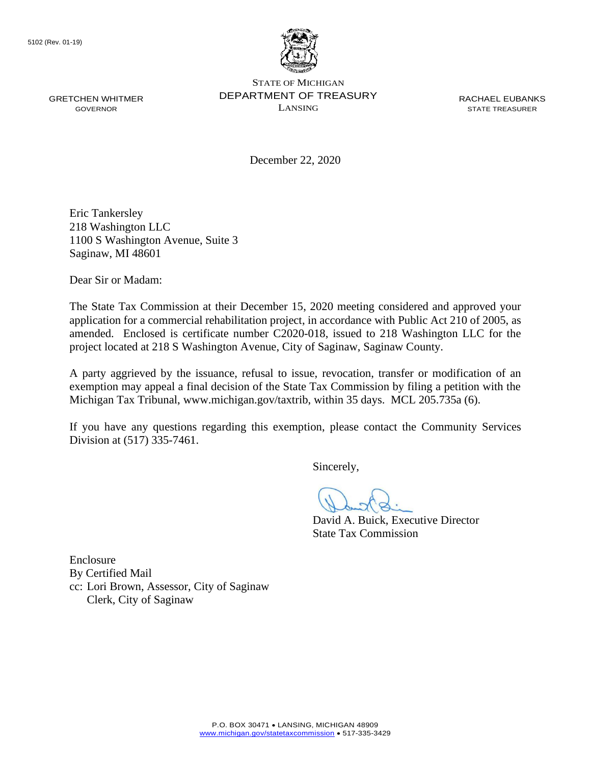5102 (Rev. 01-19)

GRETCHEN WHITMER
GOVERNOR

STATE OF MICHIGAN
DEPARTMENT OF TREASURY
LANSING

RACHAEL EUBANKS
STATE TREASURER

December 22, 2020

Eric Tankersley
218 Washington LLC
1100 S Washington Avenue, Suite 3
Saginaw, MI 48601

Dear Sir or Madam:

The State Tax Commission at their December 15, 2020 meeting considered and approved your application for a commercial rehabilitation project, in accordance with Public Act 210 of 2005, as amended. Enclosed is certificate number C2020-018, issued to 218 Washington LLC for the project located at 218 S Washington Avenue, City of Saginaw, Saginaw County.

A party aggrieved by the issuance, refusal to issue, revocation, transfer or modification of an exemption may appeal a final decision of the State Tax Commission by filing a petition with the Michigan Tax Tribunal, www.michigan.gov/taxtrib, within 35 days. MCL 205.735a (6).

If you have any questions regarding this exemption, please contact the Community Services Division at (517) 335-7461.

Sincerely,

David A. Buick, Executive Director
State Tax Commission

Enclosure
By Certified Mail
cc: Lori Brown, Assessor, City of Saginaw
    Clerk, City of Saginaw

P.O. BOX 30471 • LANSING, MICHIGAN 48909
www.michigan.gov/statetaxcommission • 517-335-3429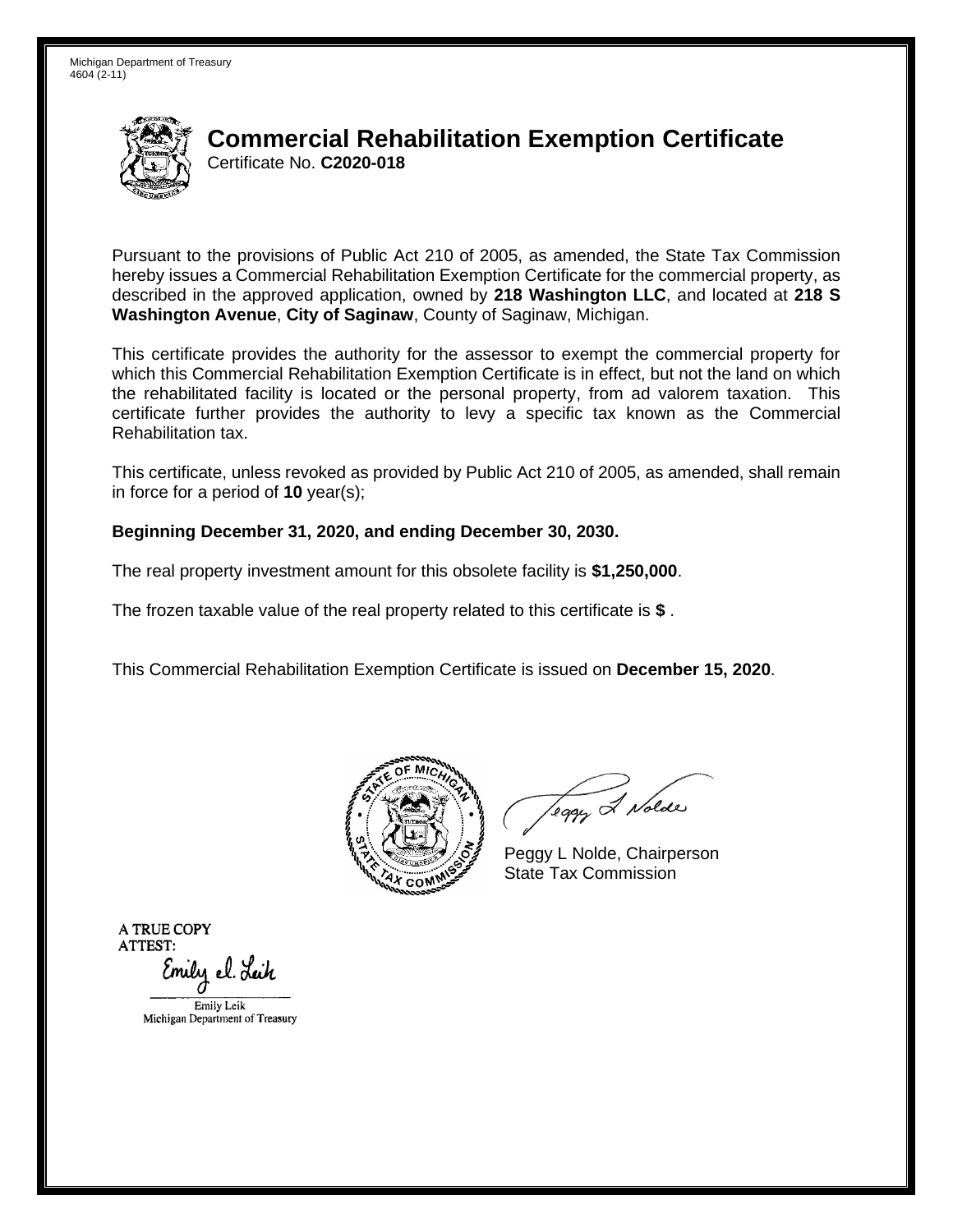Michigan Department of Treasury
4604 (2-11)

# Commercial Rehabilitation Exemption Certificate

Certificate No. **C2020-018**

Pursuant to the provisions of Public Act 210 of 2005, as amended, the State Tax Commission hereby issues a Commercial Rehabilitation Exemption Certificate for the commercial property, as described in the approved application, owned by **218 Washington LLC**, and located at **218 S Washington Avenue**, **City of Saginaw**, County of Saginaw, Michigan.

This certificate provides the authority for the assessor to exempt the commercial property for which this Commercial Rehabilitation Exemption Certificate is in effect, but not the land on which the rehabilitated facility is located or the personal property, from ad valorem taxation. This certificate further provides the authority to levy a specific tax known as the Commercial Rehabilitation tax.

This certificate, unless revoked as provided by Public Act 210 of 2005, as amended, shall remain in force for a period of **10** year(s);

**Beginning December 31, 2020, and ending December 30, 2030.**

The real property investment amount for this obsolete facility is **$1,250,000**.

The frozen taxable value of the real property related to this certificate is **$** .

This Commercial Rehabilitation Exemption Certificate is issued on **December 15, 2020**.

Peggy L Nolde, Chairperson
State Tax Commission

A TRUE COPY
ATTEST:

Emily Leik
Michigan Department of Treasury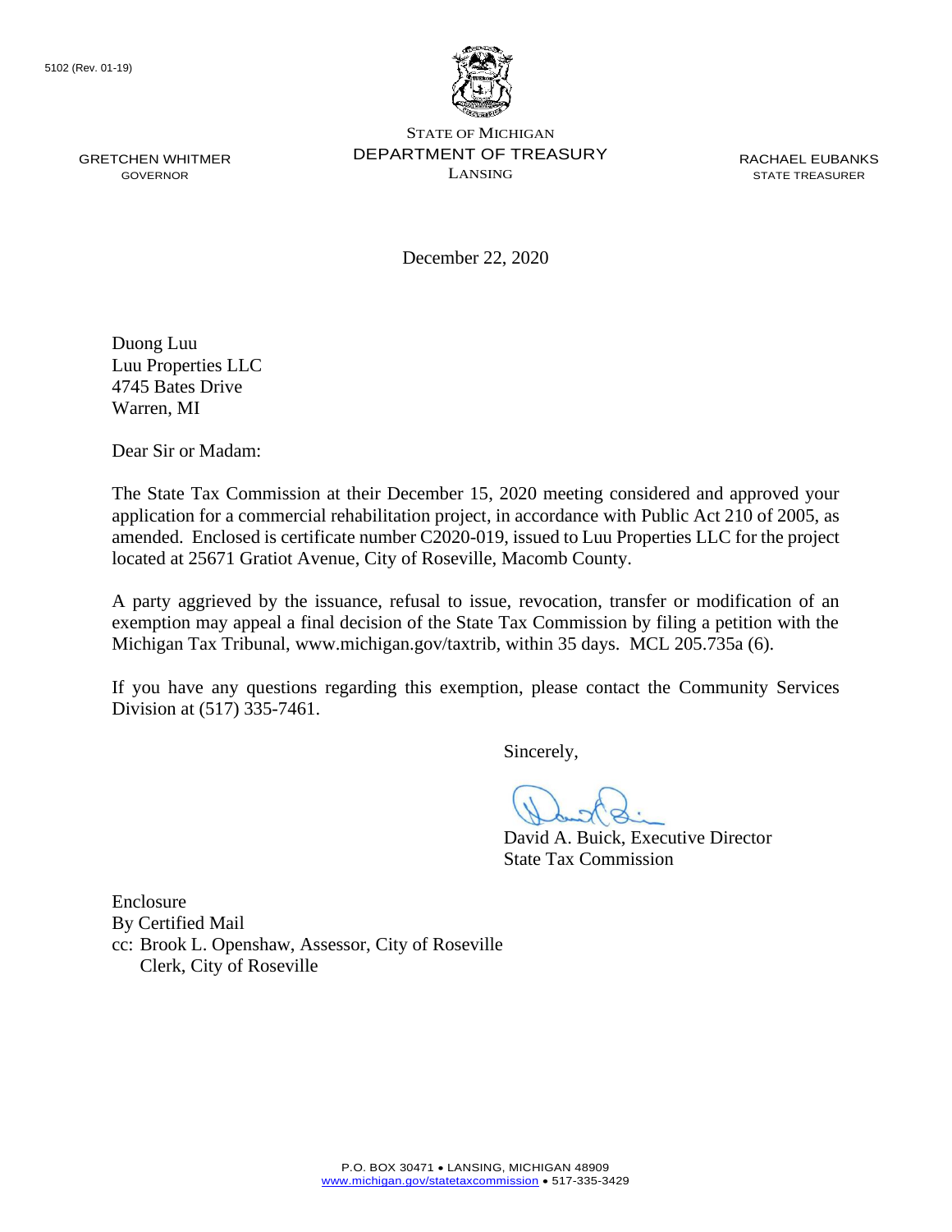5102 (Rev. 01-19)

GRETCHEN WHITMER
GOVERNOR

STATE OF MICHIGAN
DEPARTMENT OF TREASURY
LANSING

RACHAEL EUBANKS
STATE TREASURER

December 22, 2020

Duong Luu
Luu Properties LLC
4745 Bates Drive
Warren, MI

Dear Sir or Madam:

The State Tax Commission at their December 15, 2020 meeting considered and approved your application for a commercial rehabilitation project, in accordance with Public Act 210 of 2005, as amended. Enclosed is certificate number C2020-019, issued to Luu Properties LLC for the project located at 25671 Gratiot Avenue, City of Roseville, Macomb County.

A party aggrieved by the issuance, refusal to issue, revocation, transfer or modification of an exemption may appeal a final decision of the State Tax Commission by filing a petition with the Michigan Tax Tribunal, www.michigan.gov/taxtrib, within 35 days. MCL 205.735a (6).

If you have any questions regarding this exemption, please contact the Community Services Division at (517) 335-7461.

Sincerely,

David A. Buick, Executive Director
State Tax Commission

Enclosure
By Certified Mail
cc: Brook L. Openshaw, Assessor, City of Roseville
Clerk, City of Roseville

P.O. BOX 30471 • LANSING, MICHIGAN 48909
www.michigan.gov/statetaxcommission • 517-335-3429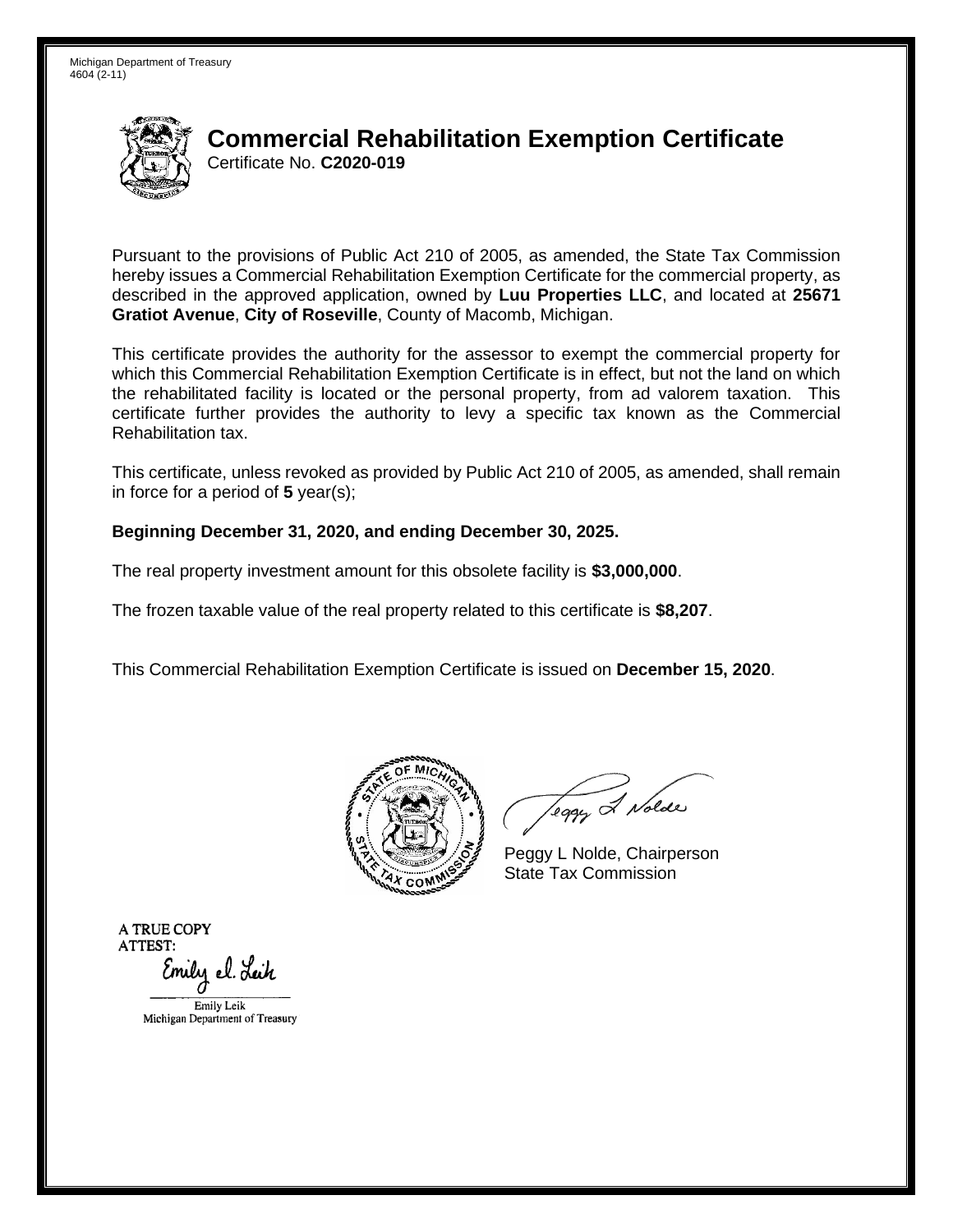Michigan Department of Treasury
4604 (2-11)

# Commercial Rehabilitation Exemption Certificate

Certificate No. **C2020-019**

Pursuant to the provisions of Public Act 210 of 2005, as amended, the State Tax Commission hereby issues a Commercial Rehabilitation Exemption Certificate for the commercial property, as described in the approved application, owned by **Luu Properties LLC**, and located at **25671 Gratiot Avenue**, **City of Roseville**, County of Macomb, Michigan.

This certificate provides the authority for the assessor to exempt the commercial property for which this Commercial Rehabilitation Exemption Certificate is in effect, but not the land on which the rehabilitated facility is located or the personal property, from ad valorem taxation. This certificate further provides the authority to levy a specific tax known as the Commercial Rehabilitation tax.

This certificate, unless revoked as provided by Public Act 210 of 2005, as amended, shall remain in force for a period of **5** year(s);

**Beginning December 31, 2020, and ending December 30, 2025.**

The real property investment amount for this obsolete facility is **$3,000,000**.

The frozen taxable value of the real property related to this certificate is **$8,207**.

This Commercial Rehabilitation Exemption Certificate is issued on **December 15, 2020**.

Peggy L Nolde, Chairperson
State Tax Commission

A TRUE COPY
ATTEST:

Emily Leik
Michigan Department of Treasury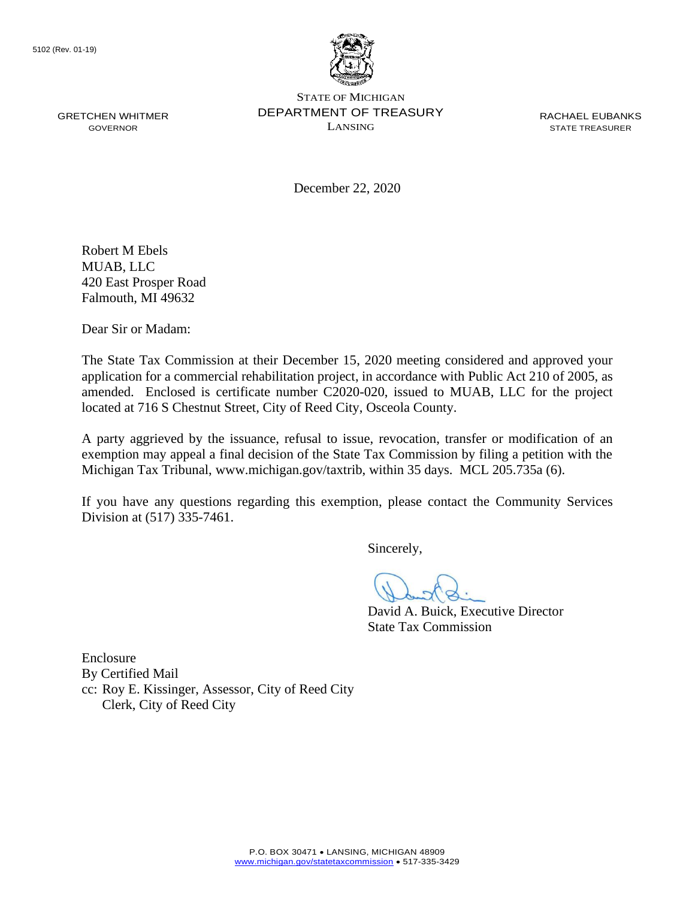5102 (Rev. 01-19)

GRETCHEN WHITMER
GOVERNOR

STATE OF MICHIGAN
DEPARTMENT OF TREASURY
LANSING

RACHAEL EUBANKS
STATE TREASURER

December 22, 2020

Robert M Ebels
MUAB, LLC
420 East Prosper Road
Falmouth, MI 49632

Dear Sir or Madam:

The State Tax Commission at their December 15, 2020 meeting considered and approved your application for a commercial rehabilitation project, in accordance with Public Act 210 of 2005, as amended. Enclosed is certificate number C2020-020, issued to MUAB, LLC for the project located at 716 S Chestnut Street, City of Reed City, Osceola County.

A party aggrieved by the issuance, refusal to issue, revocation, transfer or modification of an exemption may appeal a final decision of the State Tax Commission by filing a petition with the Michigan Tax Tribunal, www.michigan.gov/taxtrib, within 35 days. MCL 205.735a (6).

If you have any questions regarding this exemption, please contact the Community Services Division at (517) 335-7461.

Sincerely,

David A. Buick, Executive Director
State Tax Commission

Enclosure
By Certified Mail
cc: Roy E. Kissinger, Assessor, City of Reed City
Clerk, City of Reed City

P.O. BOX 30471 • LANSING, MICHIGAN 48909
www.michigan.gov/statetaxcommission • 517-335-3429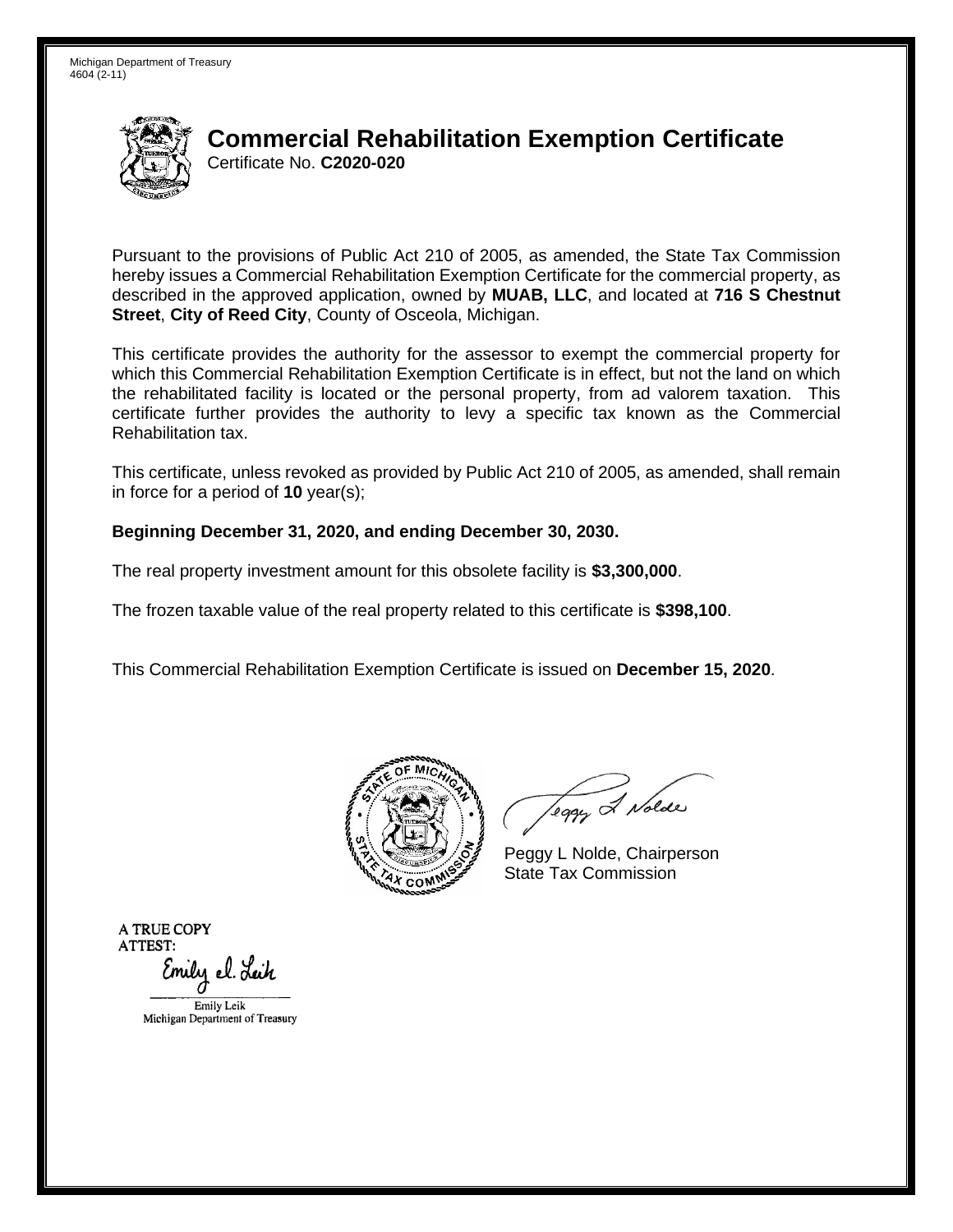Michigan Department of Treasury
4604 (2-11)

# Commercial Rehabilitation Exemption Certificate

Certificate No. **C2020-020**

Pursuant to the provisions of Public Act 210 of 2005, as amended, the State Tax Commission hereby issues a Commercial Rehabilitation Exemption Certificate for the commercial property, as described in the approved application, owned by **MUAB, LLC**, and located at **716 S Chestnut Street**, **City of Reed City**, County of Osceola, Michigan.

This certificate provides the authority for the assessor to exempt the commercial property for which this Commercial Rehabilitation Exemption Certificate is in effect, but not the land on which the rehabilitated facility is located or the personal property, from ad valorem taxation. This certificate further provides the authority to levy a specific tax known as the Commercial Rehabilitation tax.

This certificate, unless revoked as provided by Public Act 210 of 2005, as amended, shall remain in force for a period of **10** year(s);

**Beginning December 31, 2020, and ending December 30, 2030.**

The real property investment amount for this obsolete facility is **$3,300,000**.

The frozen taxable value of the real property related to this certificate is **$398,100**.

This Commercial Rehabilitation Exemption Certificate is issued on **December 15, 2020**.

Peggy L Nolde, Chairperson
State Tax Commission

A TRUE COPY
ATTEST:

Emily Leik
Michigan Department of Treasury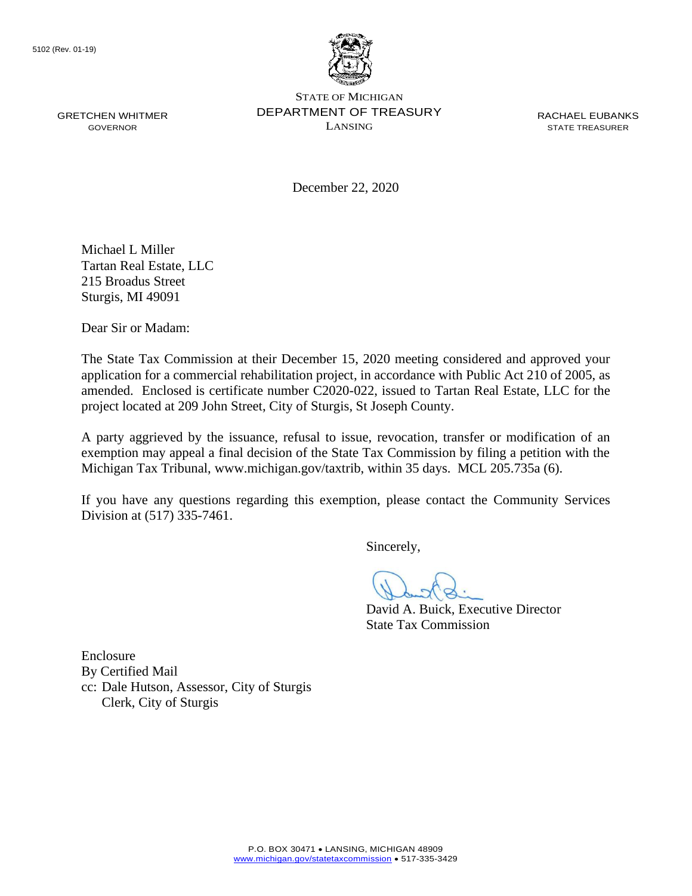5102 (Rev. 01-19)

GRETCHEN WHITMER
GOVERNOR

STATE OF MICHIGAN
DEPARTMENT OF TREASURY
LANSING

RACHAEL EUBANKS
STATE TREASURER

December 22, 2020

Michael L Miller
Tartan Real Estate, LLC
215 Broadus Street
Sturgis, MI 49091

Dear Sir or Madam:

The State Tax Commission at their December 15, 2020 meeting considered and approved your application for a commercial rehabilitation project, in accordance with Public Act 210 of 2005, as amended. Enclosed is certificate number C2020-022, issued to Tartan Real Estate, LLC for the project located at 209 John Street, City of Sturgis, St Joseph County.

A party aggrieved by the issuance, refusal to issue, revocation, transfer or modification of an exemption may appeal a final decision of the State Tax Commission by filing a petition with the Michigan Tax Tribunal, www.michigan.gov/taxtrib, within 35 days. MCL 205.735a (6).

If you have any questions regarding this exemption, please contact the Community Services Division at (517) 335-7461.

Sincerely,

David A. Buick, Executive Director
State Tax Commission

Enclosure
By Certified Mail
cc: Dale Hutson, Assessor, City of Sturgis
Clerk, City of Sturgis

P.O. BOX 30471 • LANSING, MICHIGAN 48909
www.michigan.gov/statetaxcommission • 517-335-3429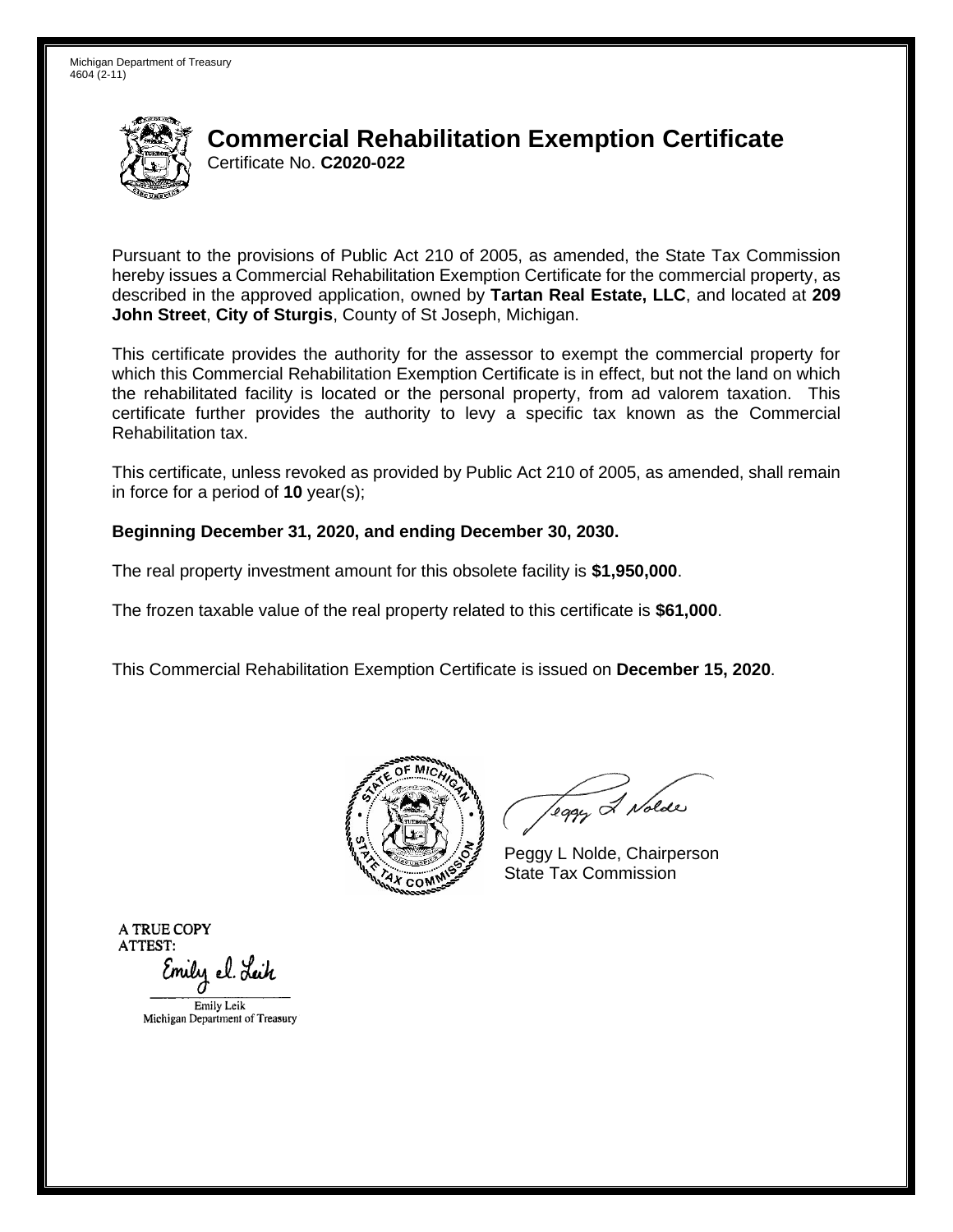Michigan Department of Treasury
4604 (2-11)

# Commercial Rehabilitation Exemption Certificate

Certificate No. **C2020-022**

Pursuant to the provisions of Public Act 210 of 2005, as amended, the State Tax Commission hereby issues a Commercial Rehabilitation Exemption Certificate for the commercial property, as described in the approved application, owned by **Tartan Real Estate, LLC**, and located at **209 John Street**, **City of Sturgis**, County of St Joseph, Michigan.

This certificate provides the authority for the assessor to exempt the commercial property for which this Commercial Rehabilitation Exemption Certificate is in effect, but not the land on which the rehabilitated facility is located or the personal property, from ad valorem taxation. This certificate further provides the authority to levy a specific tax known as the Commercial Rehabilitation tax.

This certificate, unless revoked as provided by Public Act 210 of 2005, as amended, shall remain in force for a period of **10** year(s);

**Beginning December 31, 2020, and ending December 30, 2030.**

The real property investment amount for this obsolete facility is **$1,950,000**.

The frozen taxable value of the real property related to this certificate is **$61,000**.

This Commercial Rehabilitation Exemption Certificate is issued on **December 15, 2020**.

Peggy L Nolde, Chairperson
State Tax Commission

A TRUE COPY
ATTEST:

Emily Leik
Michigan Department of Treasury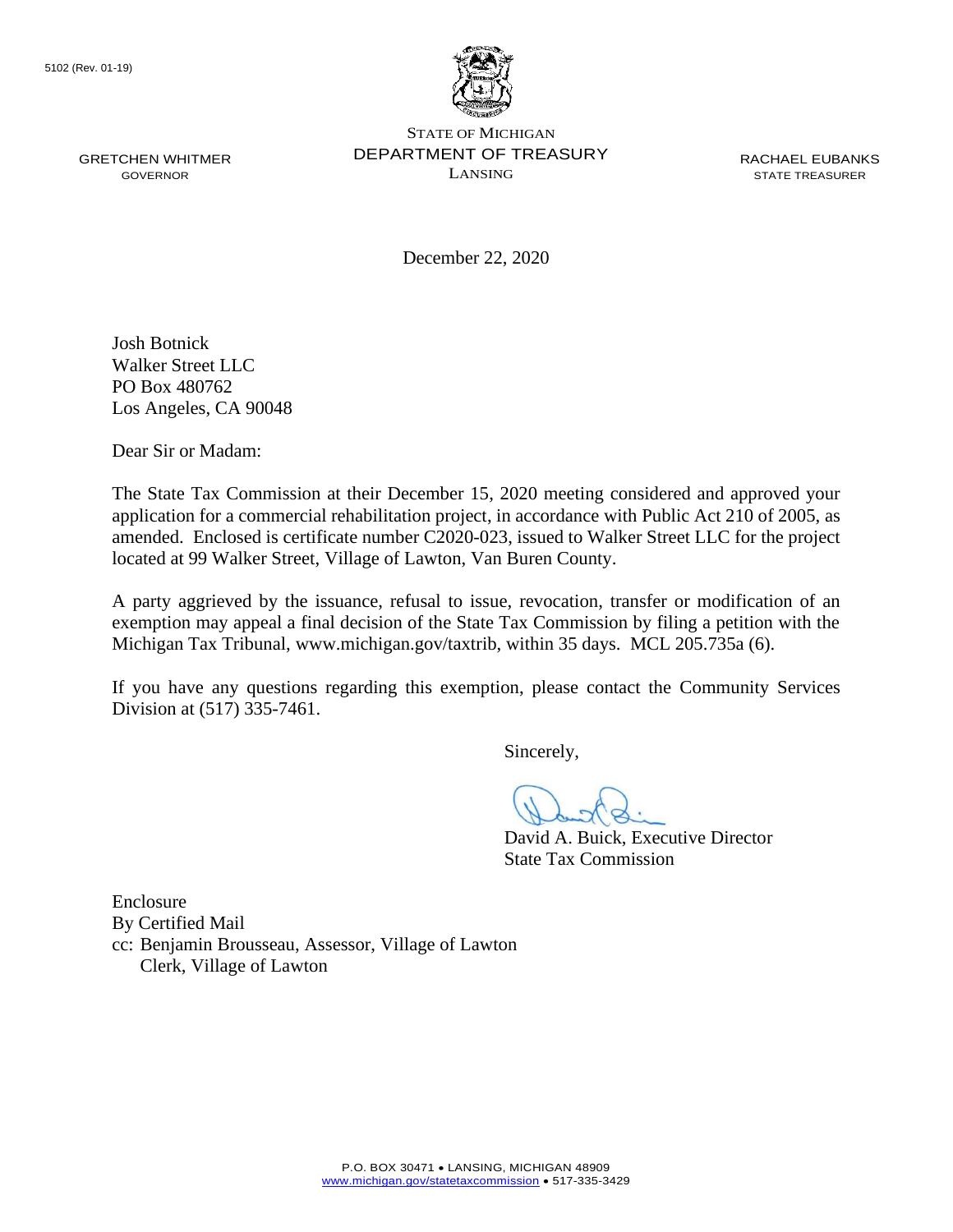5102 (Rev. 01-19)

GRETCHEN WHITMER
GOVERNOR

STATE OF MICHIGAN
DEPARTMENT OF TREASURY
LANSING

RACHAEL EUBANKS
STATE TREASURER

December 22, 2020

Josh Botnick
Walker Street LLC
PO Box 480762
Los Angeles, CA 90048

Dear Sir or Madam:

The State Tax Commission at their December 15, 2020 meeting considered and approved your application for a commercial rehabilitation project, in accordance with Public Act 210 of 2005, as amended. Enclosed is certificate number C2020-023, issued to Walker Street LLC for the project located at 99 Walker Street, Village of Lawton, Van Buren County.

A party aggrieved by the issuance, refusal to issue, revocation, transfer or modification of an exemption may appeal a final decision of the State Tax Commission by filing a petition with the Michigan Tax Tribunal, www.michigan.gov/taxtrib, within 35 days. MCL 205.735a (6).

If you have any questions regarding this exemption, please contact the Community Services Division at (517) 335-7461.

Sincerely,

David A. Buick, Executive Director
State Tax Commission

Enclosure
By Certified Mail
cc: Benjamin Brousseau, Assessor, Village of Lawton
Clerk, Village of Lawton

P.O. BOX 30471 • LANSING, MICHIGAN 48909
www.michigan.gov/statetaxcommission • 517-335-3429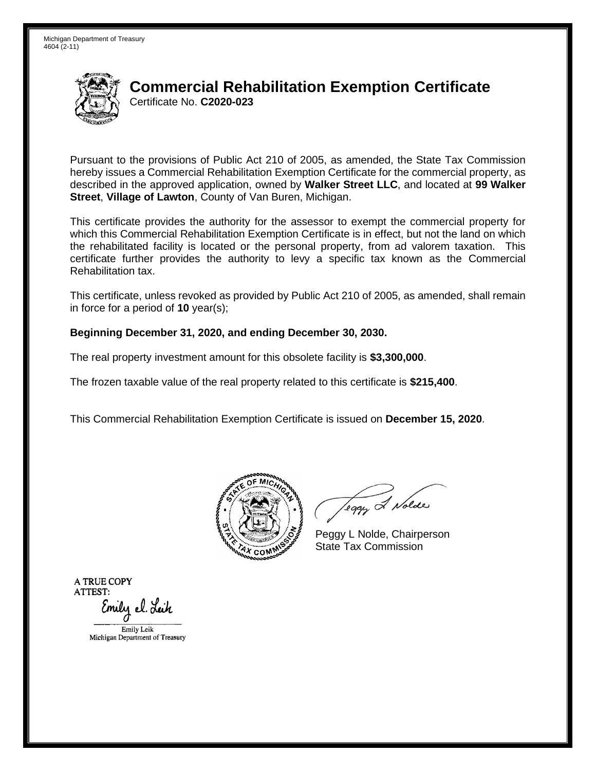Michigan Department of Treasury
4604 (2-11)

# Commercial Rehabilitation Exemption Certificate

Certificate No. **C2020-023**

Pursuant to the provisions of Public Act 210 of 2005, as amended, the State Tax Commission hereby issues a Commercial Rehabilitation Exemption Certificate for the commercial property, as described in the approved application, owned by **Walker Street LLC**, and located at **99 Walker Street**, **Village of Lawton**, County of Van Buren, Michigan.

This certificate provides the authority for the assessor to exempt the commercial property for which this Commercial Rehabilitation Exemption Certificate is in effect, but not the land on which the rehabilitated facility is located or the personal property, from ad valorem taxation. This certificate further provides the authority to levy a specific tax known as the Commercial Rehabilitation tax.

This certificate, unless revoked as provided by Public Act 210 of 2005, as amended, shall remain in force for a period of **10** year(s);

**Beginning December 31, 2020, and ending December 30, 2030.**

The real property investment amount for this obsolete facility is **$3,300,000**.

The frozen taxable value of the real property related to this certificate is **$215,400**.

This Commercial Rehabilitation Exemption Certificate is issued on **December 15, 2020**.

Peggy L Nolde, Chairperson
State Tax Commission

A TRUE COPY
ATTEST:
Emily Leik
Michigan Department of Treasury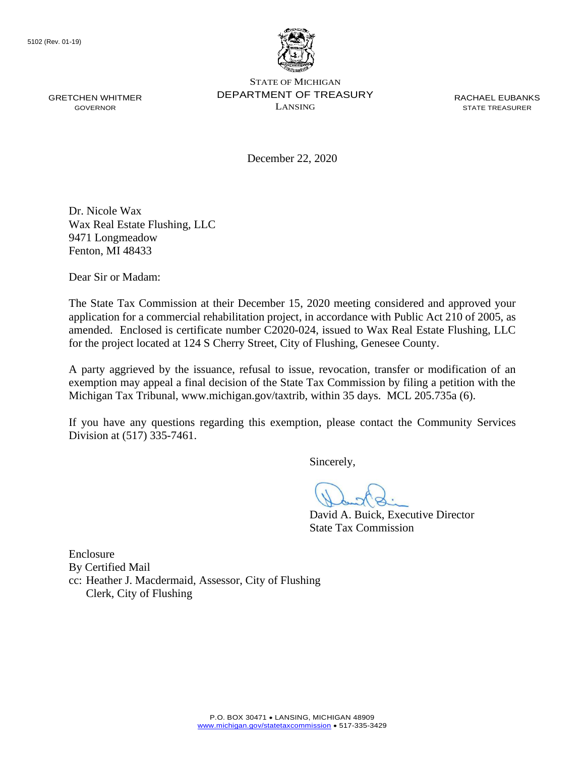5102 (Rev. 01-19)

GRETCHEN WHITMER
GOVERNOR

STATE OF MICHIGAN
DEPARTMENT OF TREASURY
LANSING

RACHAEL EUBANKS
STATE TREASURER

December 22, 2020

Dr. Nicole Wax
Wax Real Estate Flushing, LLC
9471 Longmeadow
Fenton, MI 48433

Dear Sir or Madam:

The State Tax Commission at their December 15, 2020 meeting considered and approved your application for a commercial rehabilitation project, in accordance with Public Act 210 of 2005, as amended. Enclosed is certificate number C2020-024, issued to Wax Real Estate Flushing, LLC for the project located at 124 S Cherry Street, City of Flushing, Genesee County.

A party aggrieved by the issuance, refusal to issue, revocation, transfer or modification of an exemption may appeal a final decision of the State Tax Commission by filing a petition with the Michigan Tax Tribunal, www.michigan.gov/taxtrib, within 35 days. MCL 205.735a (6).

If you have any questions regarding this exemption, please contact the Community Services Division at (517) 335-7461.

Sincerely,

David A. Buick, Executive Director
State Tax Commission

Enclosure
By Certified Mail
cc: Heather J. Macdermaid, Assessor, City of Flushing
Clerk, City of Flushing

P.O. BOX 30471 • LANSING, MICHIGAN 48909
www.michigan.gov/statetaxcommission • 517-335-3429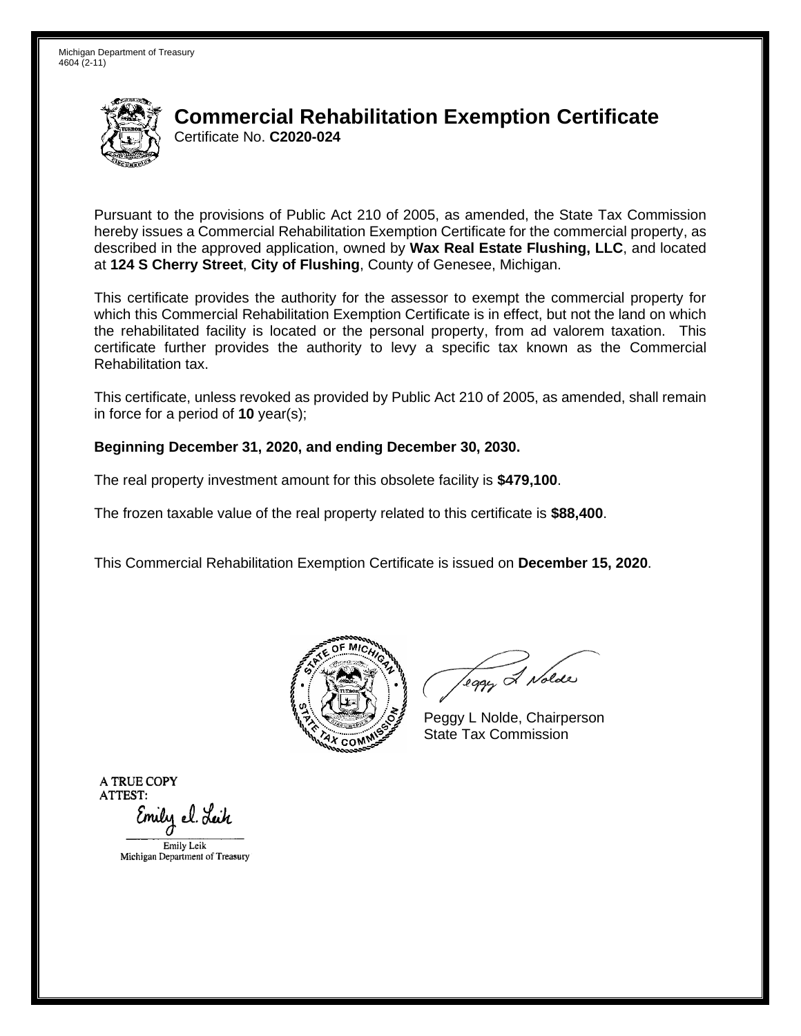Michigan Department of Treasury
4604 (2-11)

# Commercial Rehabilitation Exemption Certificate

Certificate No. **C2020-024**

Pursuant to the provisions of Public Act 210 of 2005, as amended, the State Tax Commission hereby issues a Commercial Rehabilitation Exemption Certificate for the commercial property, as described in the approved application, owned by **Wax Real Estate Flushing, LLC**, and located at **124 S Cherry Street**, **City of Flushing**, County of Genesee, Michigan.

This certificate provides the authority for the assessor to exempt the commercial property for which this Commercial Rehabilitation Exemption Certificate is in effect, but not the land on which the rehabilitated facility is located or the personal property, from ad valorem taxation. This certificate further provides the authority to levy a specific tax known as the Commercial Rehabilitation tax.

This certificate, unless revoked as provided by Public Act 210 of 2005, as amended, shall remain in force for a period of **10** year(s);

**Beginning December 31, 2020, and ending December 30, 2030.**

The real property investment amount for this obsolete facility is **$479,100**.

The frozen taxable value of the real property related to this certificate is **$88,400**.

This Commercial Rehabilitation Exemption Certificate is issued on **December 15, 2020**.

Peggy L Nolde, Chairperson
State Tax Commission

A TRUE COPY
ATTEST:

Emily Leik
Michigan Department of Treasury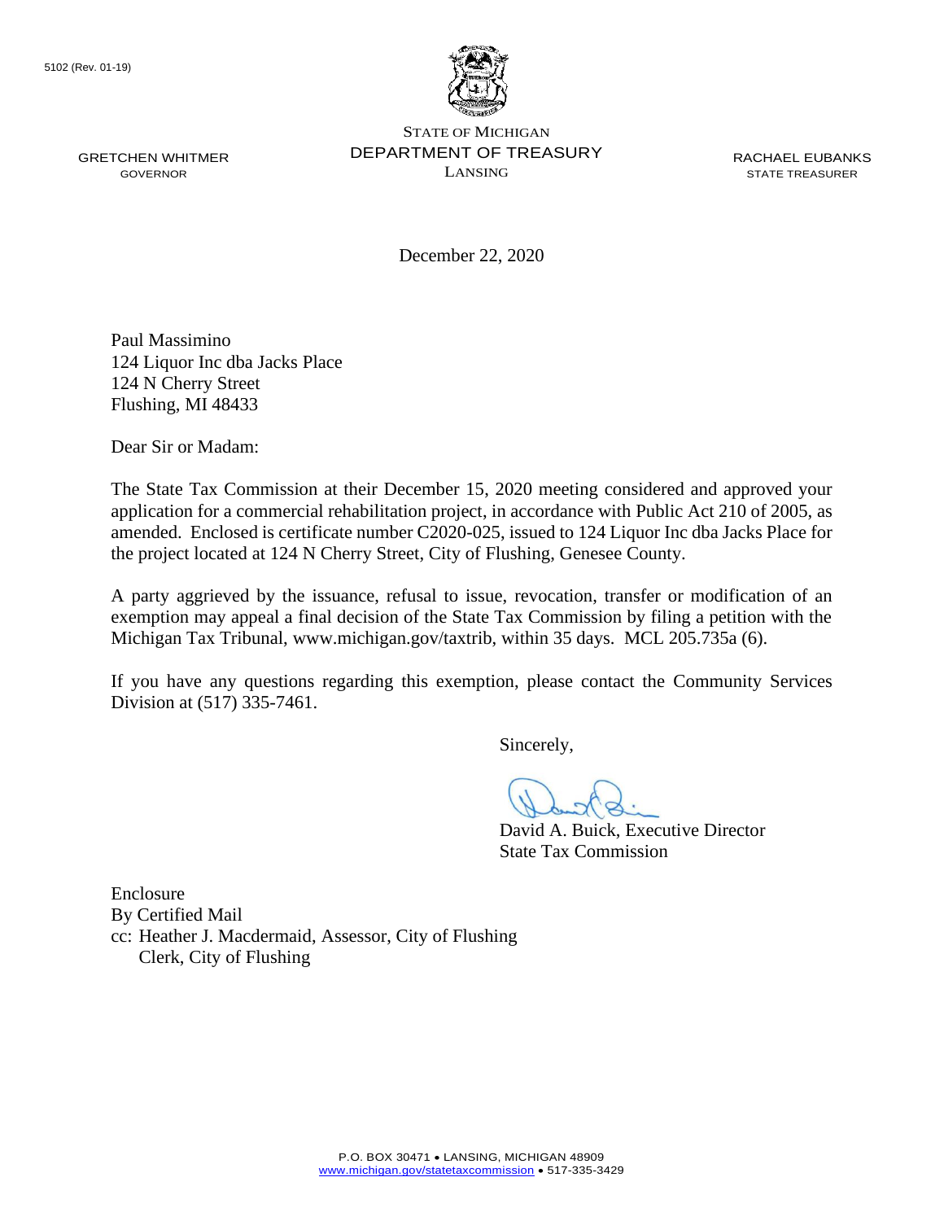5102 (Rev. 01-19)

GRETCHEN WHITMER
GOVERNOR

STATE OF MICHIGAN
DEPARTMENT OF TREASURY
LANSING

RACHAEL EUBANKS
STATE TREASURER

December 22, 2020

Paul Massimino
124 Liquor Inc dba Jacks Place
124 N Cherry Street
Flushing, MI 48433

Dear Sir or Madam:

The State Tax Commission at their December 15, 2020 meeting considered and approved your application for a commercial rehabilitation project, in accordance with Public Act 210 of 2005, as amended. Enclosed is certificate number C2020-025, issued to 124 Liquor Inc dba Jacks Place for the project located at 124 N Cherry Street, City of Flushing, Genesee County.

A party aggrieved by the issuance, refusal to issue, revocation, transfer or modification of an exemption may appeal a final decision of the State Tax Commission by filing a petition with the Michigan Tax Tribunal, www.michigan.gov/taxtrib, within 35 days. MCL 205.735a (6).

If you have any questions regarding this exemption, please contact the Community Services Division at (517) 335-7461.

Sincerely,

David A. Buick, Executive Director
State Tax Commission

Enclosure
By Certified Mail
cc: Heather J. Macdermaid, Assessor, City of Flushing
Clerk, City of Flushing

P.O. BOX 30471 • LANSING, MICHIGAN 48909
www.michigan.gov/statetaxcommission • 517-335-3429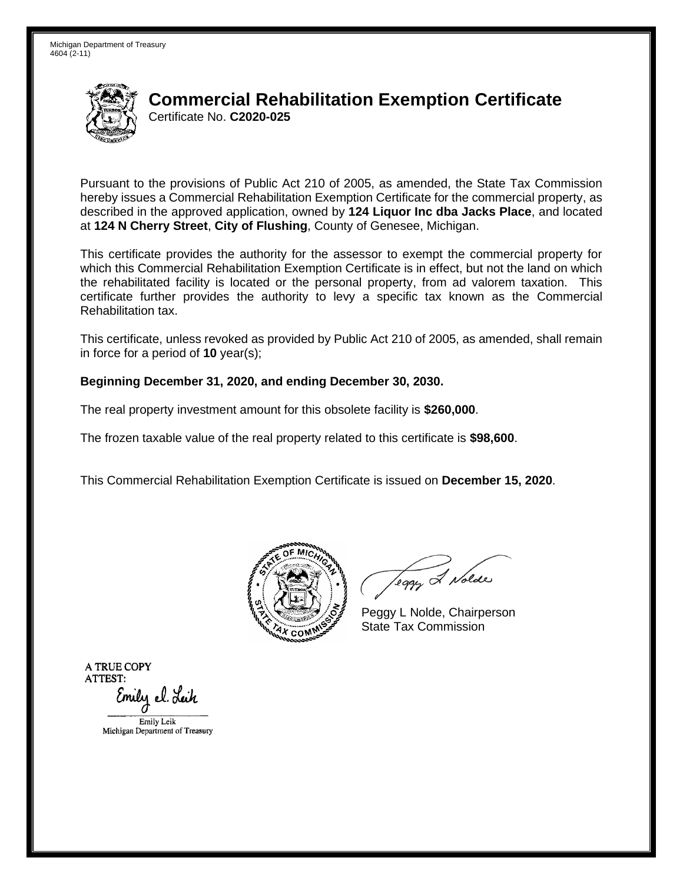Michigan Department of Treasury
4604 (2-11)

# Commercial Rehabilitation Exemption Certificate

Certificate No. **C2020-025**

Pursuant to the provisions of Public Act 210 of 2005, as amended, the State Tax Commission hereby issues a Commercial Rehabilitation Exemption Certificate for the commercial property, as described in the approved application, owned by **124 Liquor Inc dba Jacks Place**, and located at **124 N Cherry Street**, **City of Flushing**, County of Genesee, Michigan.

This certificate provides the authority for the assessor to exempt the commercial property for which this Commercial Rehabilitation Exemption Certificate is in effect, but not the land on which the rehabilitated facility is located or the personal property, from ad valorem taxation. This certificate further provides the authority to levy a specific tax known as the Commercial Rehabilitation tax.

This certificate, unless revoked as provided by Public Act 210 of 2005, as amended, shall remain in force for a period of **10** year(s);

**Beginning December 31, 2020, and ending December 30, 2030.**

The real property investment amount for this obsolete facility is **$260,000**.

The frozen taxable value of the real property related to this certificate is **$98,600**.

This Commercial Rehabilitation Exemption Certificate is issued on **December 15, 2020**.

Peggy L Nolde, Chairperson
State Tax Commission

A TRUE COPY
ATTEST:

Emily Leik
Michigan Department of Treasury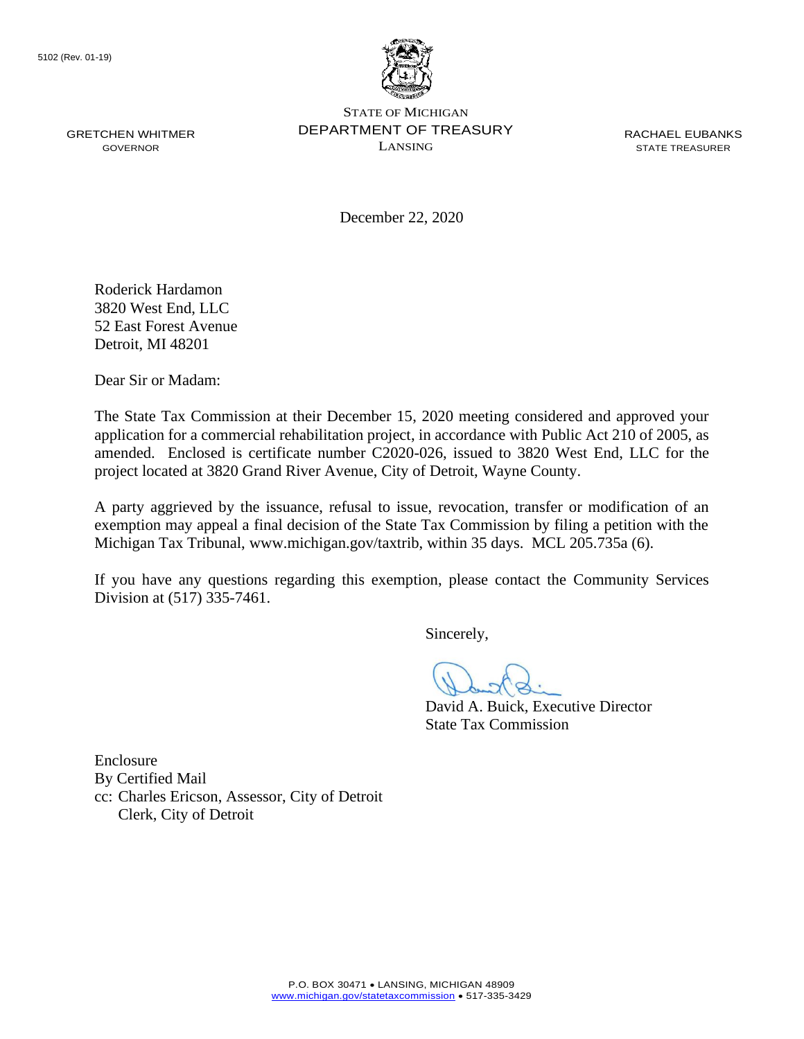5102 (Rev. 01-19)

STATE OF MICHIGAN
DEPARTMENT OF TREASURY
LANSING

GRETCHEN WHITMER
GOVERNOR

RACHAEL EUBANKS
STATE TREASURER

December 22, 2020

Roderick Hardamon
3820 West End, LLC
52 East Forest Avenue
Detroit, MI 48201

Dear Sir or Madam:

The State Tax Commission at their December 15, 2020 meeting considered and approved your application for a commercial rehabilitation project, in accordance with Public Act 210 of 2005, as amended. Enclosed is certificate number C2020-026, issued to 3820 West End, LLC for the project located at 3820 Grand River Avenue, City of Detroit, Wayne County.

A party aggrieved by the issuance, refusal to issue, revocation, transfer or modification of an exemption may appeal a final decision of the State Tax Commission by filing a petition with the Michigan Tax Tribunal, www.michigan.gov/taxtrib, within 35 days. MCL 205.735a (6).

If you have any questions regarding this exemption, please contact the Community Services Division at (517) 335-7461.

Sincerely,

David A. Buick, Executive Director
State Tax Commission

Enclosure
By Certified Mail
cc: Charles Ericson, Assessor, City of Detroit
Clerk, City of Detroit

P.O. BOX 30471 • LANSING, MICHIGAN 48909
www.michigan.gov/statetaxcommission • 517-335-3429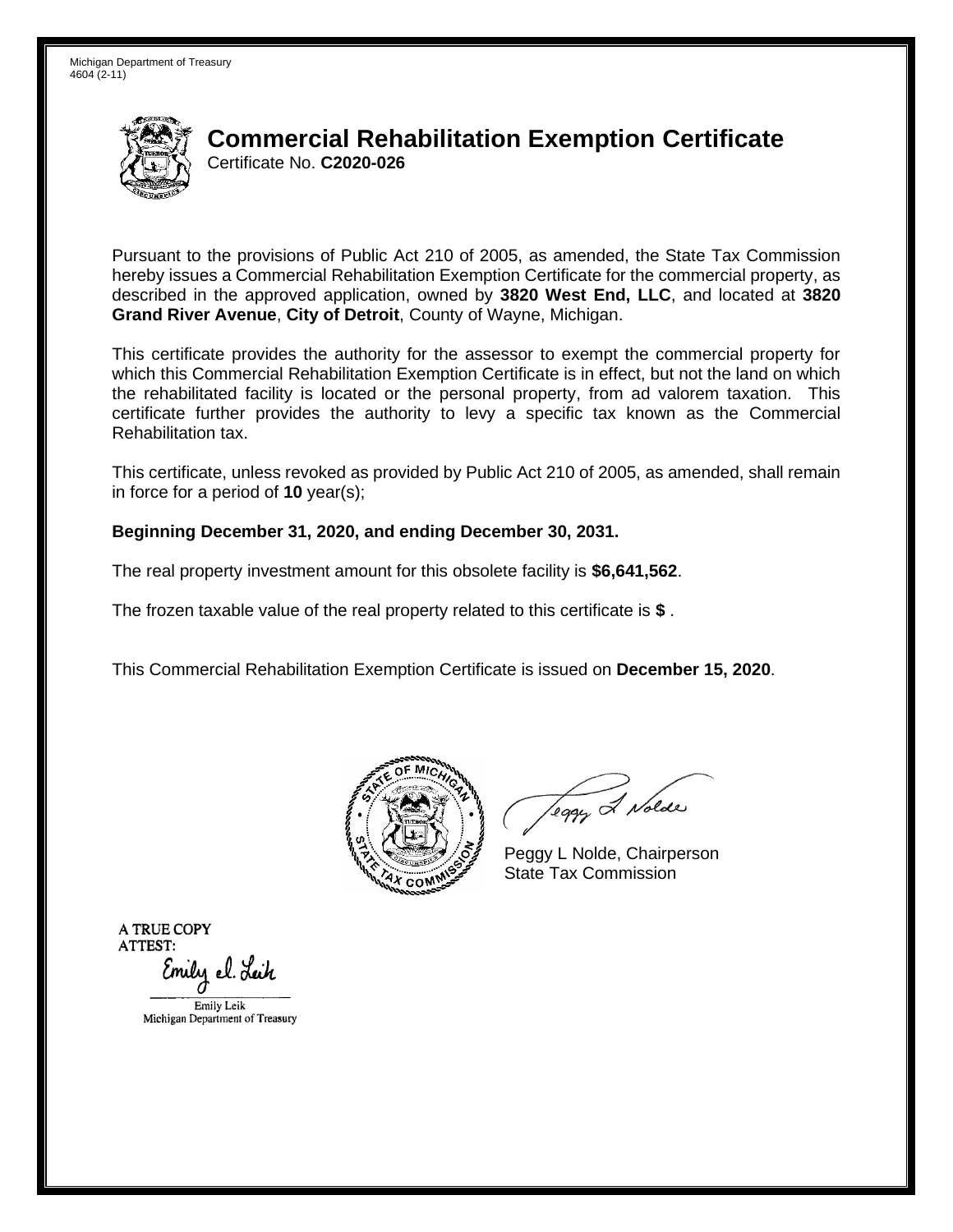Michigan Department of Treasury
4604 (2-11)

# Commercial Rehabilitation Exemption Certificate

Certificate No. **C2020-026**

Pursuant to the provisions of Public Act 210 of 2005, as amended, the State Tax Commission hereby issues a Commercial Rehabilitation Exemption Certificate for the commercial property, as described in the approved application, owned by **3820 West End, LLC**, and located at **3820 Grand River Avenue**, **City of Detroit**, County of Wayne, Michigan.

This certificate provides the authority for the assessor to exempt the commercial property for which this Commercial Rehabilitation Exemption Certificate is in effect, but not the land on which the rehabilitated facility is located or the personal property, from ad valorem taxation. This certificate further provides the authority to levy a specific tax known as the Commercial Rehabilitation tax.

This certificate, unless revoked as provided by Public Act 210 of 2005, as amended, shall remain in force for a period of **10** year(s);

**Beginning December 31, 2020, and ending December 30, 2031.**

The real property investment amount for this obsolete facility is **$6,641,562**.

The frozen taxable value of the real property related to this certificate is **$** .

This Commercial Rehabilitation Exemption Certificate is issued on **December 15, 2020**.

Peggy L Nolde, Chairperson
State Tax Commission

A TRUE COPY
ATTEST:

Emily Leik
Michigan Department of Treasury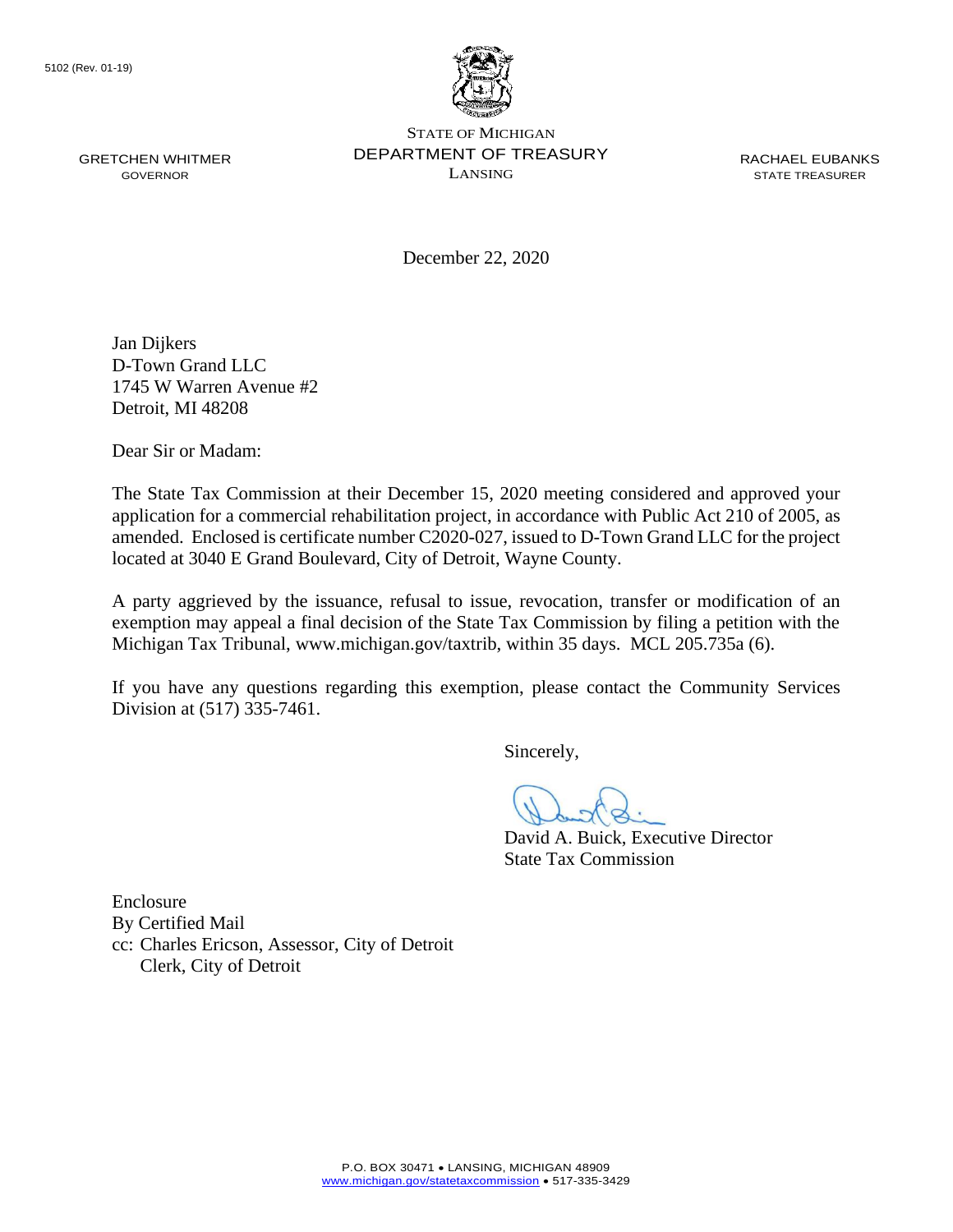5102 (Rev. 01-19)

STATE OF MICHIGAN
DEPARTMENT OF TREASURY
LANSING

GRETCHEN WHITMER
GOVERNOR

RACHAEL EUBANKS
STATE TREASURER

December 22, 2020

Jan Dijkers
D-Town Grand LLC
1745 W Warren Avenue #2
Detroit, MI 48208

Dear Sir or Madam:

The State Tax Commission at their December 15, 2020 meeting considered and approved your application for a commercial rehabilitation project, in accordance with Public Act 210 of 2005, as amended. Enclosed is certificate number C2020-027, issued to D-Town Grand LLC for the project located at 3040 E Grand Boulevard, City of Detroit, Wayne County.

A party aggrieved by the issuance, refusal to issue, revocation, transfer or modification of an exemption may appeal a final decision of the State Tax Commission by filing a petition with the Michigan Tax Tribunal, www.michigan.gov/taxtrib, within 35 days. MCL 205.735a (6).

If you have any questions regarding this exemption, please contact the Community Services Division at (517) 335-7461.

Sincerely,

David A. Buick, Executive Director
State Tax Commission

Enclosure
By Certified Mail
cc: Charles Ericson, Assessor, City of Detroit
Clerk, City of Detroit

P.O. BOX 30471 • LANSING, MICHIGAN 48909
www.michigan.gov/statetaxcommission • 517-335-3429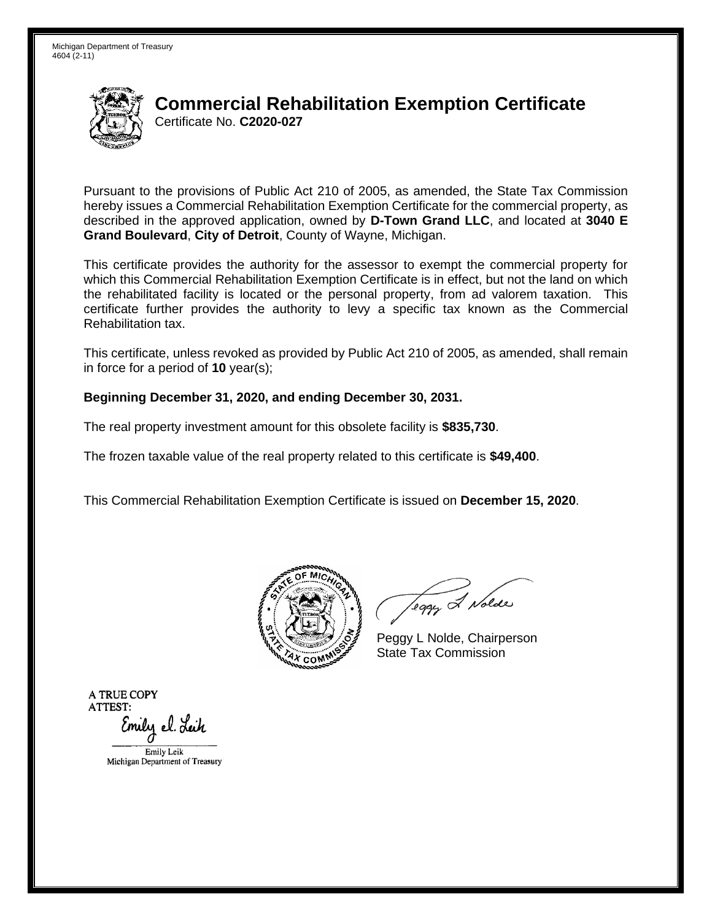Michigan Department of Treasury
4604 (2-11)

# Commercial Rehabilitation Exemption Certificate

Certificate No. **C2020-027**

Pursuant to the provisions of Public Act 210 of 2005, as amended, the State Tax Commission hereby issues a Commercial Rehabilitation Exemption Certificate for the commercial property, as described in the approved application, owned by **D-Town Grand LLC**, and located at **3040 E Grand Boulevard**, **City of Detroit**, County of Wayne, Michigan.

This certificate provides the authority for the assessor to exempt the commercial property for which this Commercial Rehabilitation Exemption Certificate is in effect, but not the land on which the rehabilitated facility is located or the personal property, from ad valorem taxation. This certificate further provides the authority to levy a specific tax known as the Commercial Rehabilitation tax.

This certificate, unless revoked as provided by Public Act 210 of 2005, as amended, shall remain in force for a period of **10** year(s);

**Beginning December 31, 2020, and ending December 30, 2031.**

The real property investment amount for this obsolete facility is **$835,730**.

The frozen taxable value of the real property related to this certificate is **$49,400**.

This Commercial Rehabilitation Exemption Certificate is issued on **December 15, 2020**.

Peggy L Nolde, Chairperson
State Tax Commission

A TRUE COPY
ATTEST:

Emily Leik
Michigan Department of Treasury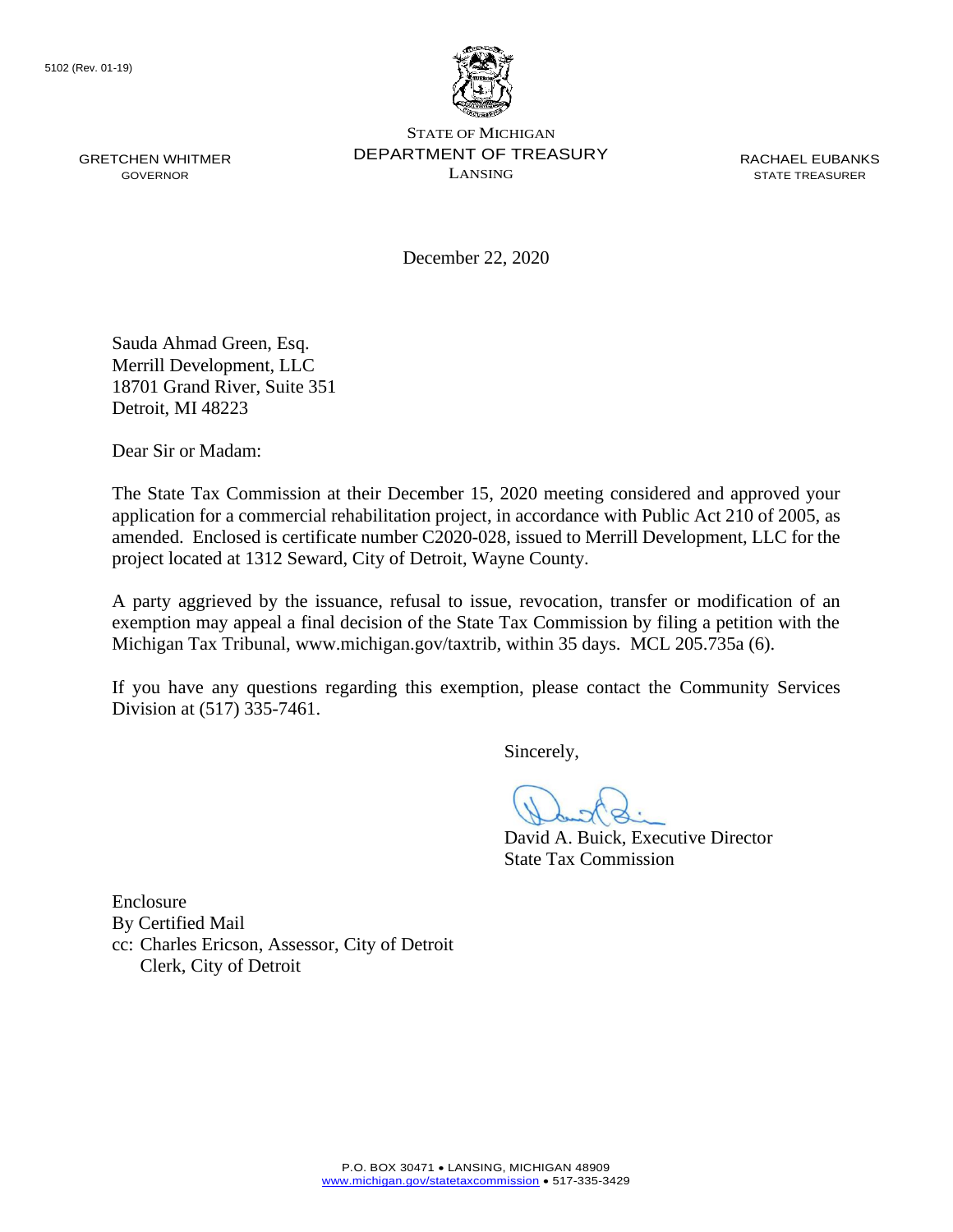5102 (Rev. 01-19)

GRETCHEN WHITMER
GOVERNOR

STATE OF MICHIGAN
DEPARTMENT OF TREASURY
LANSING

RACHAEL EUBANKS
STATE TREASURER

December 22, 2020

Sauda Ahmad Green, Esq.
Merrill Development, LLC
18701 Grand River, Suite 351
Detroit, MI 48223

Dear Sir or Madam:

The State Tax Commission at their December 15, 2020 meeting considered and approved your application for a commercial rehabilitation project, in accordance with Public Act 210 of 2005, as amended. Enclosed is certificate number C2020-028, issued to Merrill Development, LLC for the project located at 1312 Seward, City of Detroit, Wayne County.

A party aggrieved by the issuance, refusal to issue, revocation, transfer or modification of an exemption may appeal a final decision of the State Tax Commission by filing a petition with the Michigan Tax Tribunal, www.michigan.gov/taxtrib, within 35 days. MCL 205.735a (6).

If you have any questions regarding this exemption, please contact the Community Services Division at (517) 335-7461.

Sincerely,

David A. Buick, Executive Director
State Tax Commission

Enclosure
By Certified Mail
cc: Charles Ericson, Assessor, City of Detroit
Clerk, City of Detroit

P.O. BOX 30471 • LANSING, MICHIGAN 48909
www.michigan.gov/statetaxcommission • 517-335-3429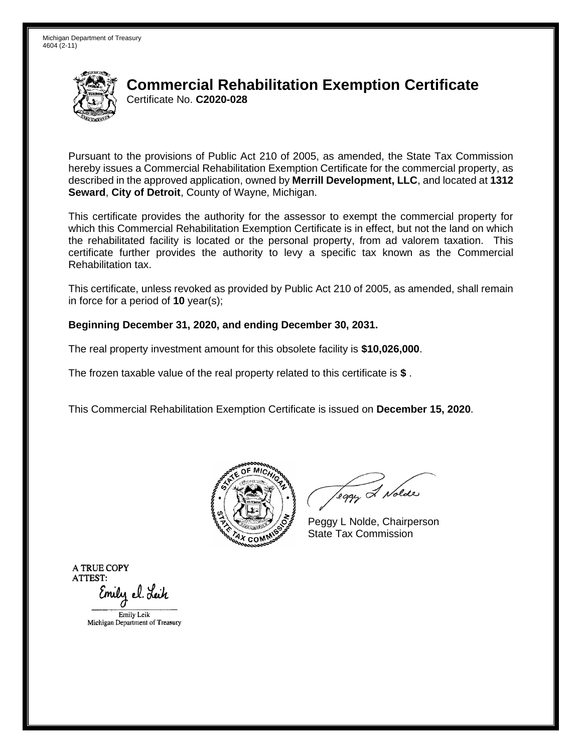Michigan Department of Treasury
4604 (2-11)

# Commercial Rehabilitation Exemption Certificate

Certificate No. **C2020-028**

Pursuant to the provisions of Public Act 210 of 2005, as amended, the State Tax Commission hereby issues a Commercial Rehabilitation Exemption Certificate for the commercial property, as described in the approved application, owned by **Merrill Development, LLC**, and located at **1312 Seward**, **City of Detroit**, County of Wayne, Michigan.

This certificate provides the authority for the assessor to exempt the commercial property for which this Commercial Rehabilitation Exemption Certificate is in effect, but not the land on which the rehabilitated facility is located or the personal property, from ad valorem taxation. This certificate further provides the authority to levy a specific tax known as the Commercial Rehabilitation tax.

This certificate, unless revoked as provided by Public Act 210 of 2005, as amended, shall remain in force for a period of **10** year(s);

**Beginning December 31, 2020, and ending December 30, 2031.**

The real property investment amount for this obsolete facility is **$10,026,000**.

The frozen taxable value of the real property related to this certificate is **$** .

This Commercial Rehabilitation Exemption Certificate is issued on **December 15, 2020**.

Peggy L Nolde, Chairperson
State Tax Commission

A TRUE COPY
ATTEST:

Emily Leik
Michigan Department of Treasury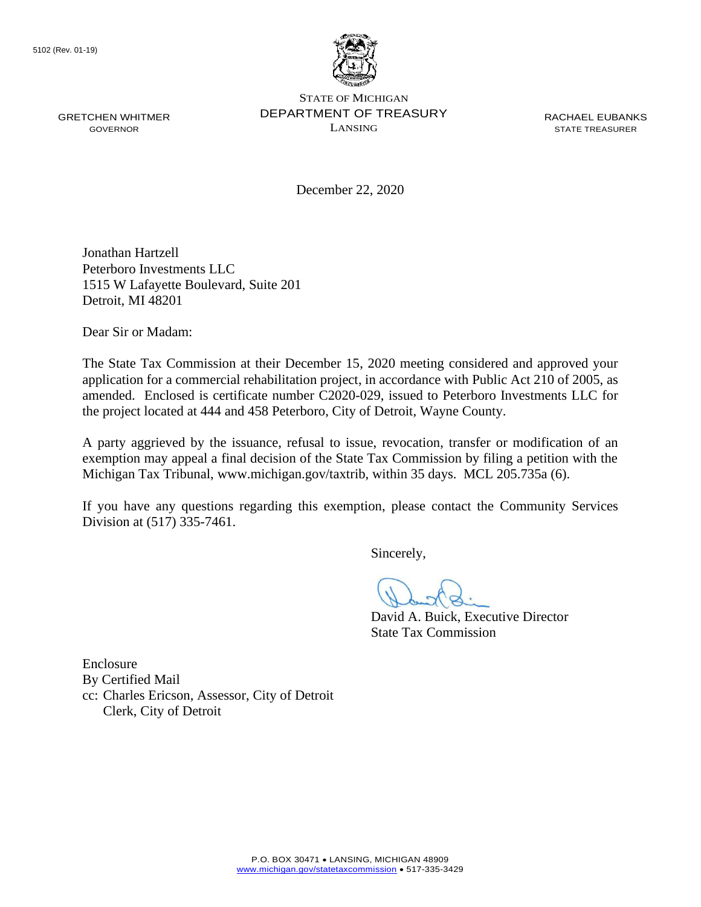5102 (Rev. 01-19)

GRETCHEN WHITMER
GOVERNOR

STATE OF MICHIGAN
DEPARTMENT OF TREASURY
LANSING

RACHAEL EUBANKS
STATE TREASURER

December 22, 2020

Jonathan Hartzell
Peterboro Investments LLC
1515 W Lafayette Boulevard, Suite 201
Detroit, MI 48201

Dear Sir or Madam:

The State Tax Commission at their December 15, 2020 meeting considered and approved your application for a commercial rehabilitation project, in accordance with Public Act 210 of 2005, as amended. Enclosed is certificate number C2020-029, issued to Peterboro Investments LLC for the project located at 444 and 458 Peterboro, City of Detroit, Wayne County.

A party aggrieved by the issuance, refusal to issue, revocation, transfer or modification of an exemption may appeal a final decision of the State Tax Commission by filing a petition with the Michigan Tax Tribunal, www.michigan.gov/taxtrib, within 35 days. MCL 205.735a (6).

If you have any questions regarding this exemption, please contact the Community Services Division at (517) 335-7461.

Sincerely,

David A. Buick, Executive Director
State Tax Commission

Enclosure
By Certified Mail
cc: Charles Ericson, Assessor, City of Detroit
Clerk, City of Detroit

P.O. BOX 30471 • LANSING, MICHIGAN 48909
www.michigan.gov/statetaxcommission • 517-335-3429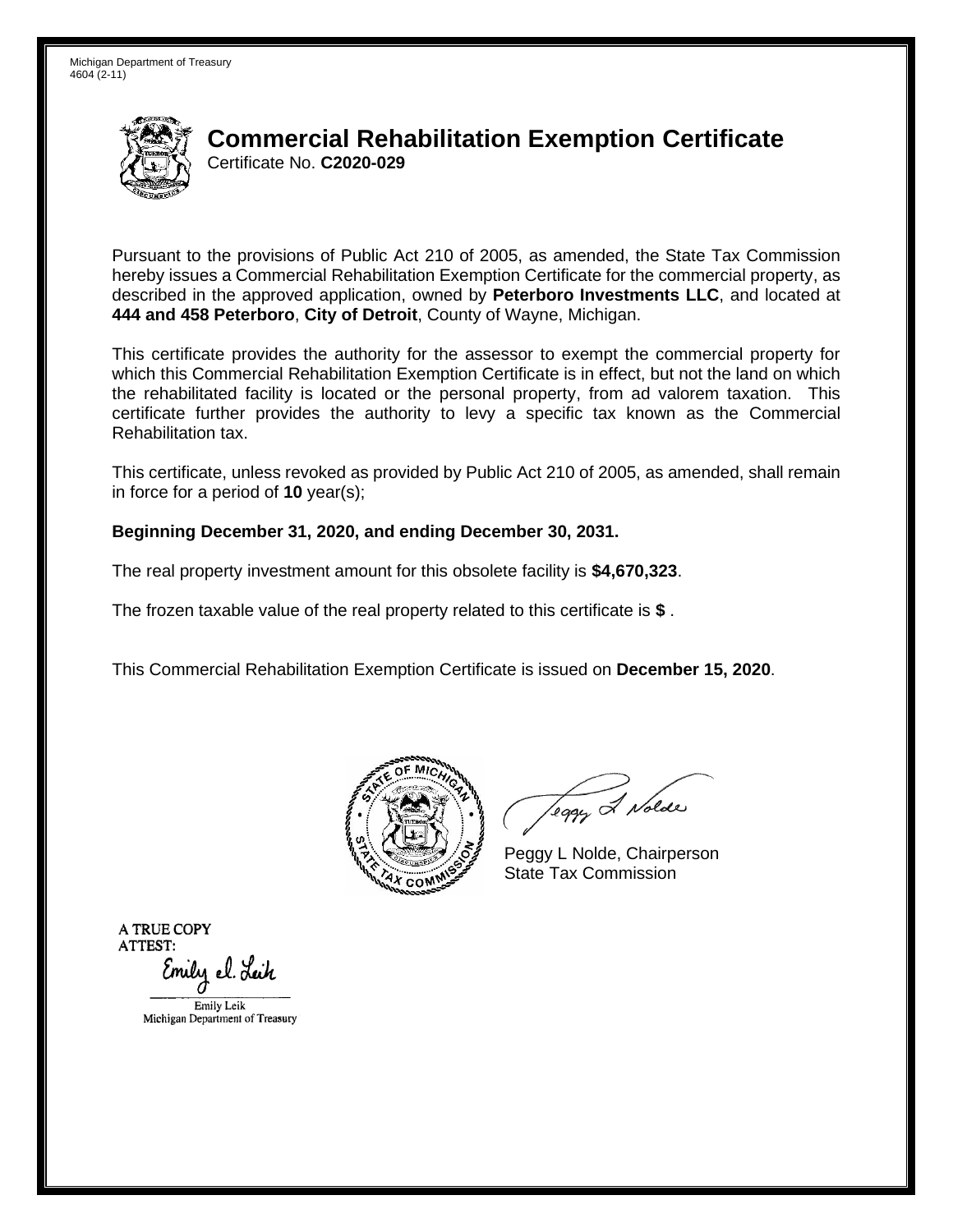Michigan Department of Treasury
4604 (2-11)

# Commercial Rehabilitation Exemption Certificate

Certificate No. **C2020-029**

Pursuant to the provisions of Public Act 210 of 2005, as amended, the State Tax Commission hereby issues a Commercial Rehabilitation Exemption Certificate for the commercial property, as described in the approved application, owned by **Peterboro Investments LLC**, and located at **444 and 458 Peterboro**, **City of Detroit**, County of Wayne, Michigan.

This certificate provides the authority for the assessor to exempt the commercial property for which this Commercial Rehabilitation Exemption Certificate is in effect, but not the land on which the rehabilitated facility is located or the personal property, from ad valorem taxation. This certificate further provides the authority to levy a specific tax known as the Commercial Rehabilitation tax.

This certificate, unless revoked as provided by Public Act 210 of 2005, as amended, shall remain in force for a period of **10** year(s);

**Beginning December 31, 2020, and ending December 30, 2031.**

The real property investment amount for this obsolete facility is **$4,670,323**.

The frozen taxable value of the real property related to this certificate is **$** .

This Commercial Rehabilitation Exemption Certificate is issued on **December 15, 2020**.

Peggy L Nolde, Chairperson
State Tax Commission

A TRUE COPY
ATTEST:

Emily Leik
Michigan Department of Treasury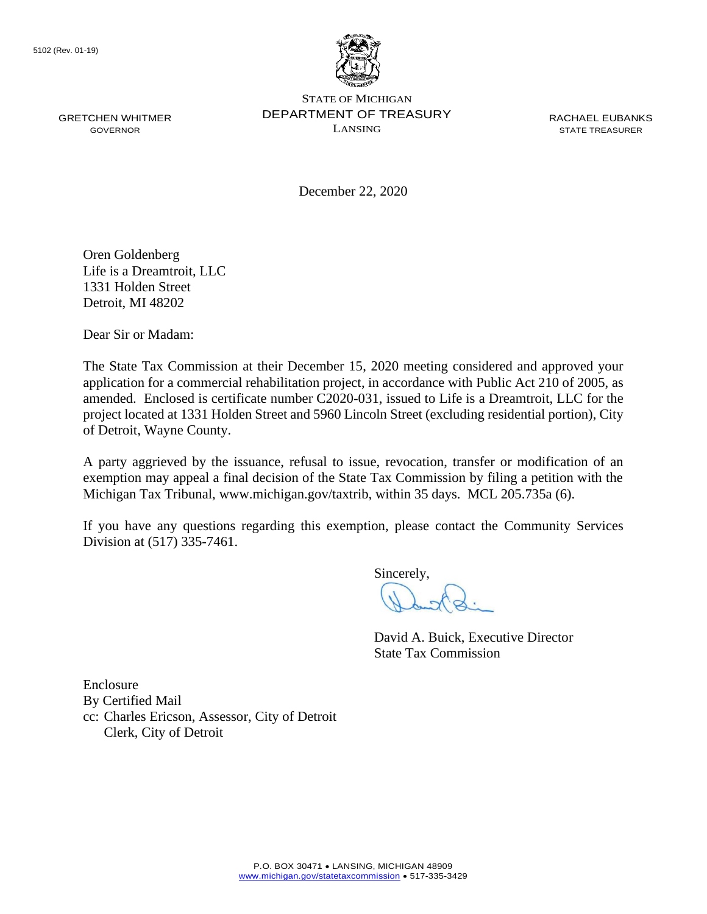5102 (Rev. 01-19)

GRETCHEN WHITMER
GOVERNOR

STATE OF MICHIGAN
DEPARTMENT OF TREASURY
LANSING

RACHAEL EUBANKS
STATE TREASURER

December 22, 2020

Oren Goldenberg
Life is a Dreamtroit, LLC
1331 Holden Street
Detroit, MI 48202

Dear Sir or Madam:

The State Tax Commission at their December 15, 2020 meeting considered and approved your application for a commercial rehabilitation project, in accordance with Public Act 210 of 2005, as amended. Enclosed is certificate number C2020-031, issued to Life is a Dreamtroit, LLC for the project located at 1331 Holden Street and 5960 Lincoln Street (excluding residential portion), City of Detroit, Wayne County.

A party aggrieved by the issuance, refusal to issue, revocation, transfer or modification of an exemption may appeal a final decision of the State Tax Commission by filing a petition with the Michigan Tax Tribunal, www.michigan.gov/taxtrib, within 35 days. MCL 205.735a (6).

If you have any questions regarding this exemption, please contact the Community Services Division at (517) 335-7461.

Sincerely,

David A. Buick, Executive Director
State Tax Commission

Enclosure
By Certified Mail
cc: Charles Ericson, Assessor, City of Detroit
Clerk, City of Detroit

P.O. BOX 30471 • LANSING, MICHIGAN 48909
www.michigan.gov/statetaxcommission • 517-335-3429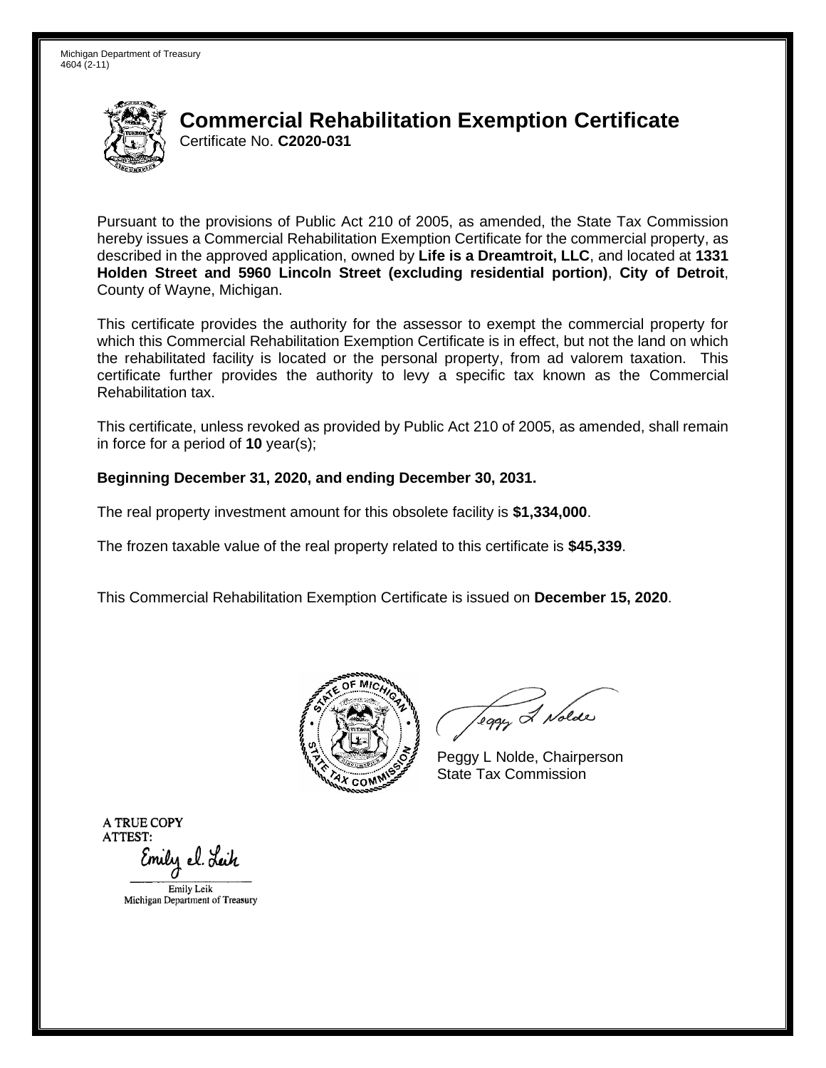Michigan Department of Treasury
4604 (2-11)

# Commercial Rehabilitation Exemption Certificate

Certificate No. **C2020-031**

Pursuant to the provisions of Public Act 210 of 2005, as amended, the State Tax Commission hereby issues a Commercial Rehabilitation Exemption Certificate for the commercial property, as described in the approved application, owned by **Life is a Dreamtroit, LLC**, and located at **1331 Holden Street and 5960 Lincoln Street (excluding residential portion)**, **City of Detroit**, County of Wayne, Michigan.

This certificate provides the authority for the assessor to exempt the commercial property for which this Commercial Rehabilitation Exemption Certificate is in effect, but not the land on which the rehabilitated facility is located or the personal property, from ad valorem taxation. This certificate further provides the authority to levy a specific tax known as the Commercial Rehabilitation tax.

This certificate, unless revoked as provided by Public Act 210 of 2005, as amended, shall remain in force for a period of **10** year(s);

**Beginning December 31, 2020, and ending December 30, 2031.**

The real property investment amount for this obsolete facility is **$1,334,000**.

The frozen taxable value of the real property related to this certificate is **$45,339**.

This Commercial Rehabilitation Exemption Certificate is issued on **December 15, 2020**.

Peggy L Nolde, Chairperson
State Tax Commission

A TRUE COPY
ATTEST:

Emily Leik
Michigan Department of Treasury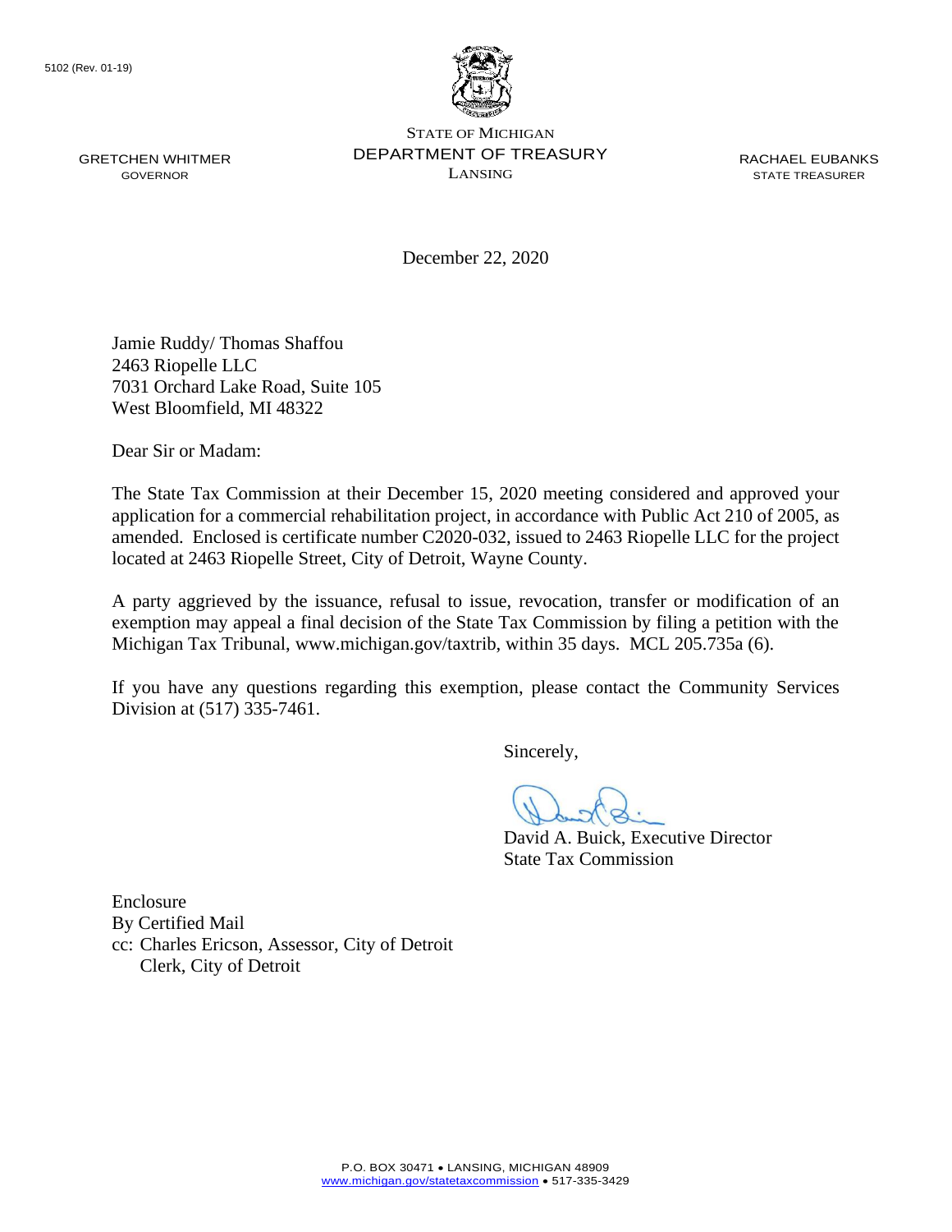5102 (Rev. 01-19)

GRETCHEN WHITMER
GOVERNOR

STATE OF MICHIGAN
DEPARTMENT OF TREASURY
LANSING

RACHAEL EUBANKS
STATE TREASURER

December 22, 2020

Jamie Ruddy/ Thomas Shaffou
2463 Riopelle LLC
7031 Orchard Lake Road, Suite 105
West Bloomfield, MI 48322

Dear Sir or Madam:

The State Tax Commission at their December 15, 2020 meeting considered and approved your application for a commercial rehabilitation project, in accordance with Public Act 210 of 2005, as amended. Enclosed is certificate number C2020-032, issued to 2463 Riopelle LLC for the project located at 2463 Riopelle Street, City of Detroit, Wayne County.

A party aggrieved by the issuance, refusal to issue, revocation, transfer or modification of an exemption may appeal a final decision of the State Tax Commission by filing a petition with the Michigan Tax Tribunal, www.michigan.gov/taxtrib, within 35 days. MCL 205.735a (6).

If you have any questions regarding this exemption, please contact the Community Services Division at (517) 335-7461.

Sincerely,

David A. Buick, Executive Director
State Tax Commission

Enclosure
By Certified Mail
cc: Charles Ericson, Assessor, City of Detroit
Clerk, City of Detroit

P.O. BOX 30471 • LANSING, MICHIGAN 48909
www.michigan.gov/statetaxcommission • 517-335-3429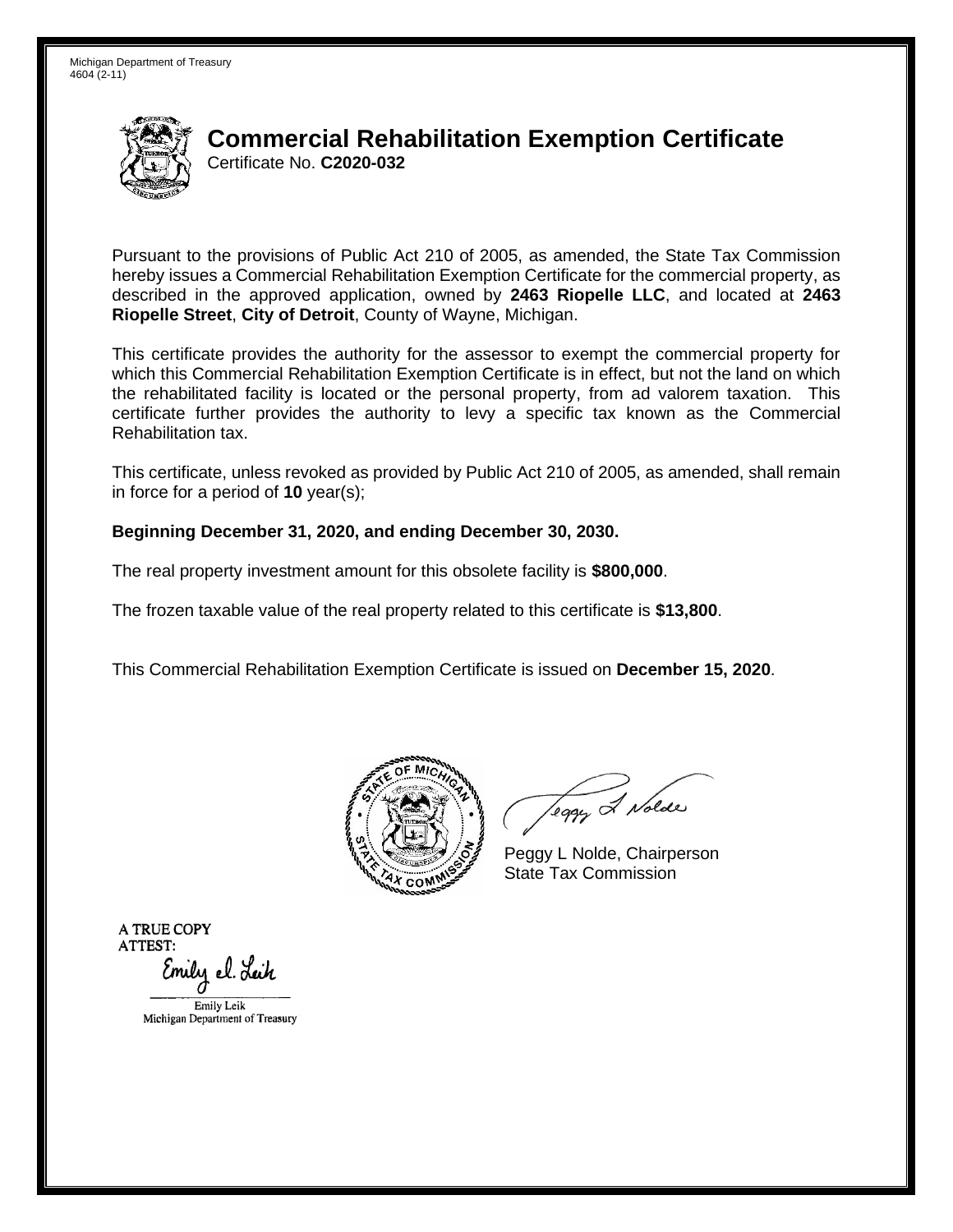Michigan Department of Treasury
4604 (2-11)

# Commercial Rehabilitation Exemption Certificate

Certificate No. **C2020-032**

Pursuant to the provisions of Public Act 210 of 2005, as amended, the State Tax Commission hereby issues a Commercial Rehabilitation Exemption Certificate for the commercial property, as described in the approved application, owned by **2463 Riopelle LLC**, and located at **2463 Riopelle Street**, **City of Detroit**, County of Wayne, Michigan.

This certificate provides the authority for the assessor to exempt the commercial property for which this Commercial Rehabilitation Exemption Certificate is in effect, but not the land on which the rehabilitated facility is located or the personal property, from ad valorem taxation. This certificate further provides the authority to levy a specific tax known as the Commercial Rehabilitation tax.

This certificate, unless revoked as provided by Public Act 210 of 2005, as amended, shall remain in force for a period of **10** year(s);

**Beginning December 31, 2020, and ending December 30, 2030.**

The real property investment amount for this obsolete facility is **$800,000**.

The frozen taxable value of the real property related to this certificate is **$13,800**.

This Commercial Rehabilitation Exemption Certificate is issued on **December 15, 2020**.

Peggy L Nolde, Chairperson
State Tax Commission

A TRUE COPY
ATTEST:

Emily Leik
Michigan Department of Treasury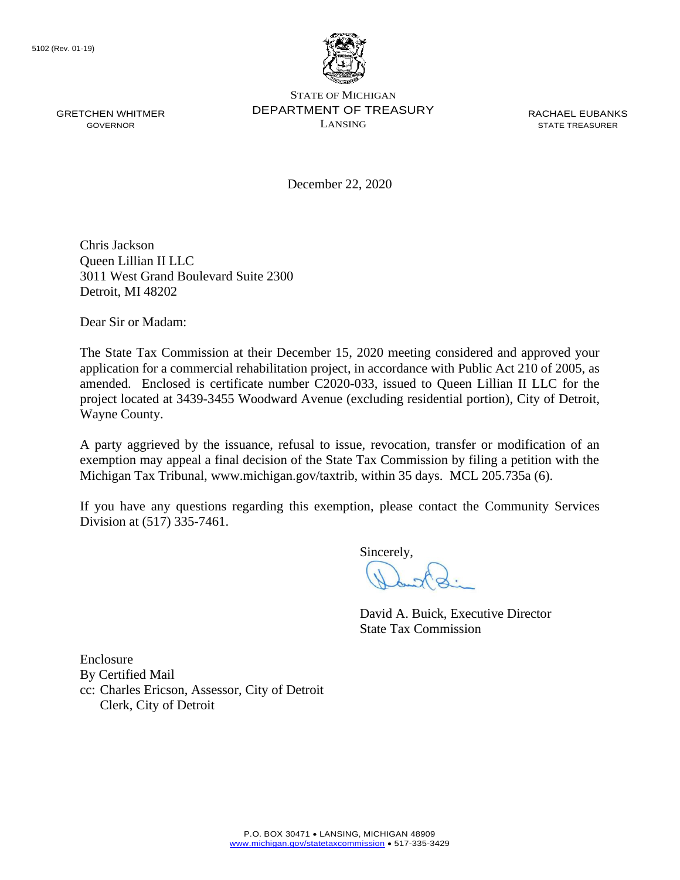5102 (Rev. 01-19)

GRETCHEN WHITMER
GOVERNOR

STATE OF MICHIGAN
DEPARTMENT OF TREASURY
LANSING

RACHAEL EUBANKS
STATE TREASURER

December 22, 2020

Chris Jackson
Queen Lillian II LLC
3011 West Grand Boulevard Suite 2300
Detroit, MI 48202

Dear Sir or Madam:

The State Tax Commission at their December 15, 2020 meeting considered and approved your application for a commercial rehabilitation project, in accordance with Public Act 210 of 2005, as amended. Enclosed is certificate number C2020-033, issued to Queen Lillian II LLC for the project located at 3439-3455 Woodward Avenue (excluding residential portion), City of Detroit, Wayne County.

A party aggrieved by the issuance, refusal to issue, revocation, transfer or modification of an exemption may appeal a final decision of the State Tax Commission by filing a petition with the Michigan Tax Tribunal, www.michigan.gov/taxtrib, within 35 days. MCL 205.735a (6).

If you have any questions regarding this exemption, please contact the Community Services Division at (517) 335-7461.

Sincerely,

David A. Buick, Executive Director
State Tax Commission

Enclosure
By Certified Mail
cc: Charles Ericson, Assessor, City of Detroit
Clerk, City of Detroit

P.O. BOX 30471 • LANSING, MICHIGAN 48909
www.michigan.gov/statetaxcommission • 517-335-3429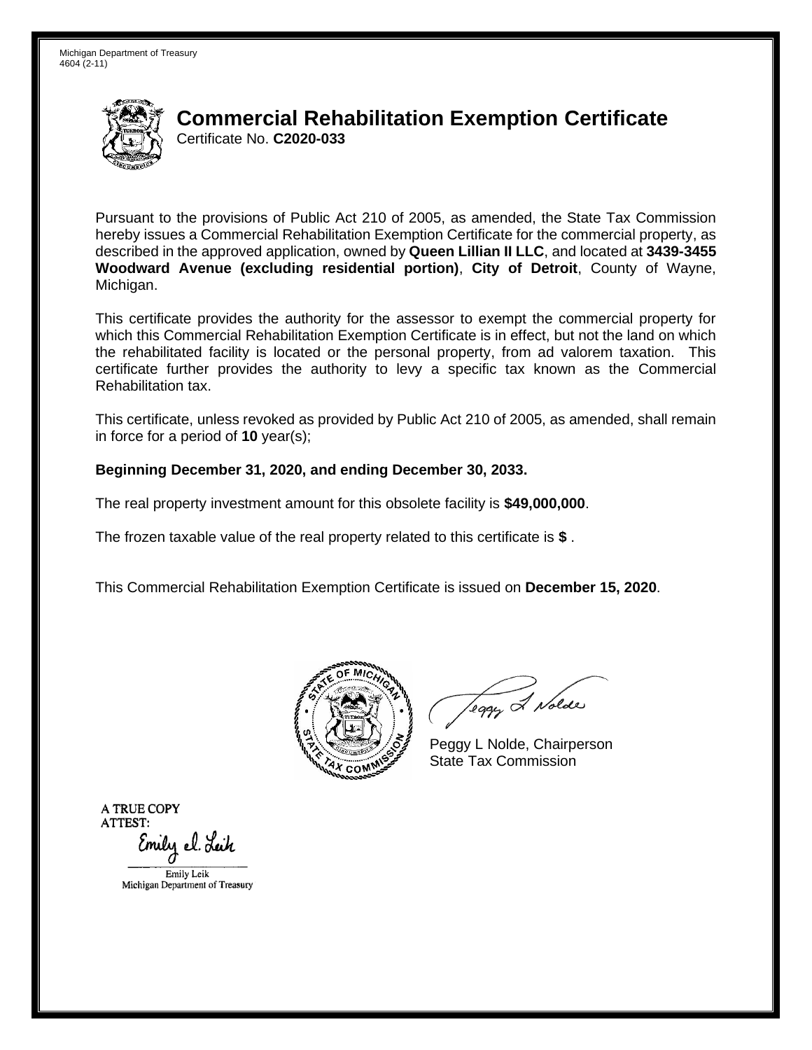Michigan Department of Treasury
4604 (2-11)

# Commercial Rehabilitation Exemption Certificate

Certificate No. **C2020-033**

Pursuant to the provisions of Public Act 210 of 2005, as amended, the State Tax Commission hereby issues a Commercial Rehabilitation Exemption Certificate for the commercial property, as described in the approved application, owned by **Queen Lillian II LLC**, and located at **3439-3455 Woodward Avenue (excluding residential portion)**, **City of Detroit**, County of Wayne, Michigan.

This certificate provides the authority for the assessor to exempt the commercial property for which this Commercial Rehabilitation Exemption Certificate is in effect, but not the land on which the rehabilitated facility is located or the personal property, from ad valorem taxation. This certificate further provides the authority to levy a specific tax known as the Commercial Rehabilitation tax.

This certificate, unless revoked as provided by Public Act 210 of 2005, as amended, shall remain in force for a period of **10** year(s);

**Beginning December 31, 2020, and ending December 30, 2033.**

The real property investment amount for this obsolete facility is **$49,000,000**.

The frozen taxable value of the real property related to this certificate is **$** .

This Commercial Rehabilitation Exemption Certificate is issued on **December 15, 2020**.

Peggy L Nolde, Chairperson
State Tax Commission

A TRUE COPY
ATTEST:

Emily Leik
Michigan Department of Treasury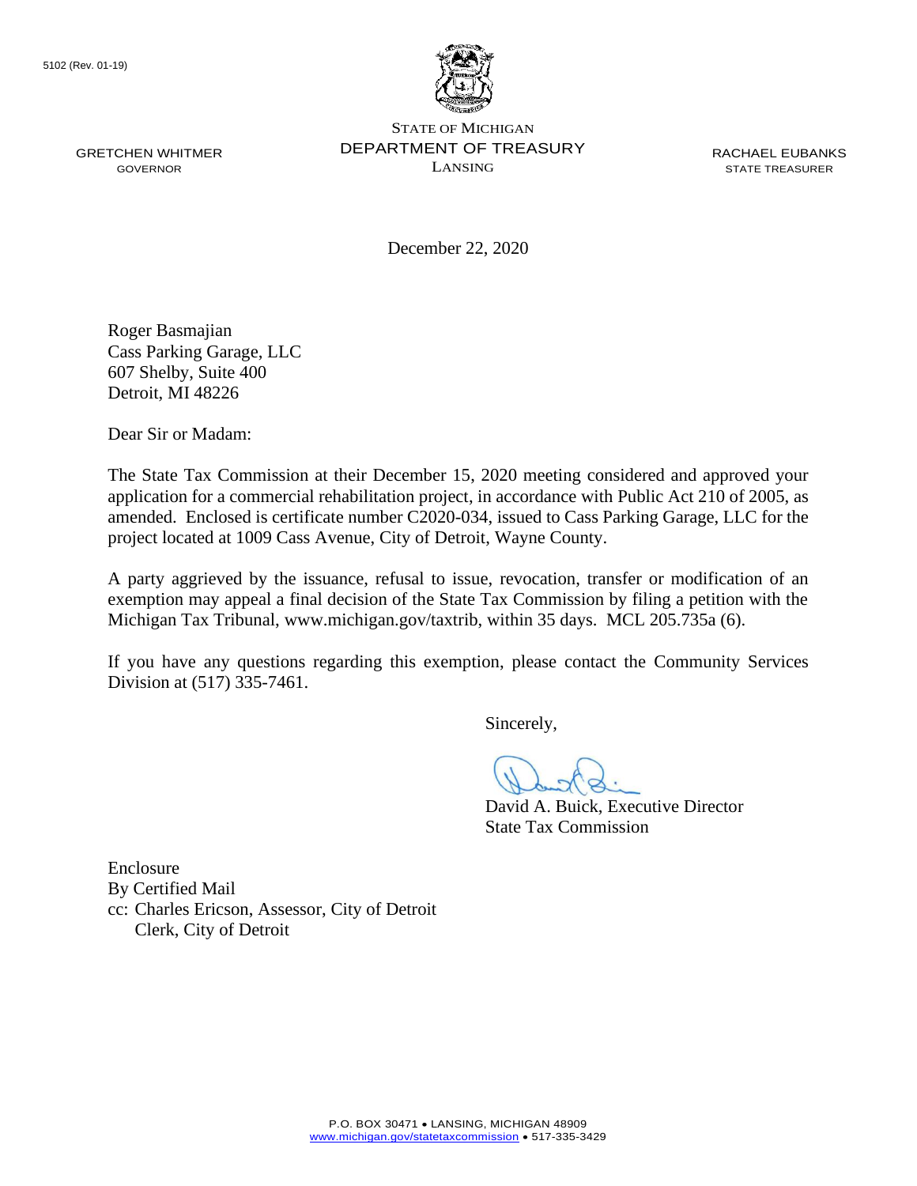5102 (Rev. 01-19)

STATE OF MICHIGAN
DEPARTMENT OF TREASURY
LANSING

GRETCHEN WHITMER
GOVERNOR

RACHAEL EUBANKS
STATE TREASURER

December 22, 2020

Roger Basmajian
Cass Parking Garage, LLC
607 Shelby, Suite 400
Detroit, MI 48226

Dear Sir or Madam:

The State Tax Commission at their December 15, 2020 meeting considered and approved your application for a commercial rehabilitation project, in accordance with Public Act 210 of 2005, as amended. Enclosed is certificate number C2020-034, issued to Cass Parking Garage, LLC for the project located at 1009 Cass Avenue, City of Detroit, Wayne County.

A party aggrieved by the issuance, refusal to issue, revocation, transfer or modification of an exemption may appeal a final decision of the State Tax Commission by filing a petition with the Michigan Tax Tribunal, www.michigan.gov/taxtrib, within 35 days. MCL 205.735a (6).

If you have any questions regarding this exemption, please contact the Community Services Division at (517) 335-7461.

Sincerely,

David A. Buick, Executive Director
State Tax Commission

Enclosure
By Certified Mail
cc: Charles Ericson, Assessor, City of Detroit
Clerk, City of Detroit

P.O. BOX 30471 • LANSING, MICHIGAN 48909
www.michigan.gov/statetaxcommission • 517-335-3429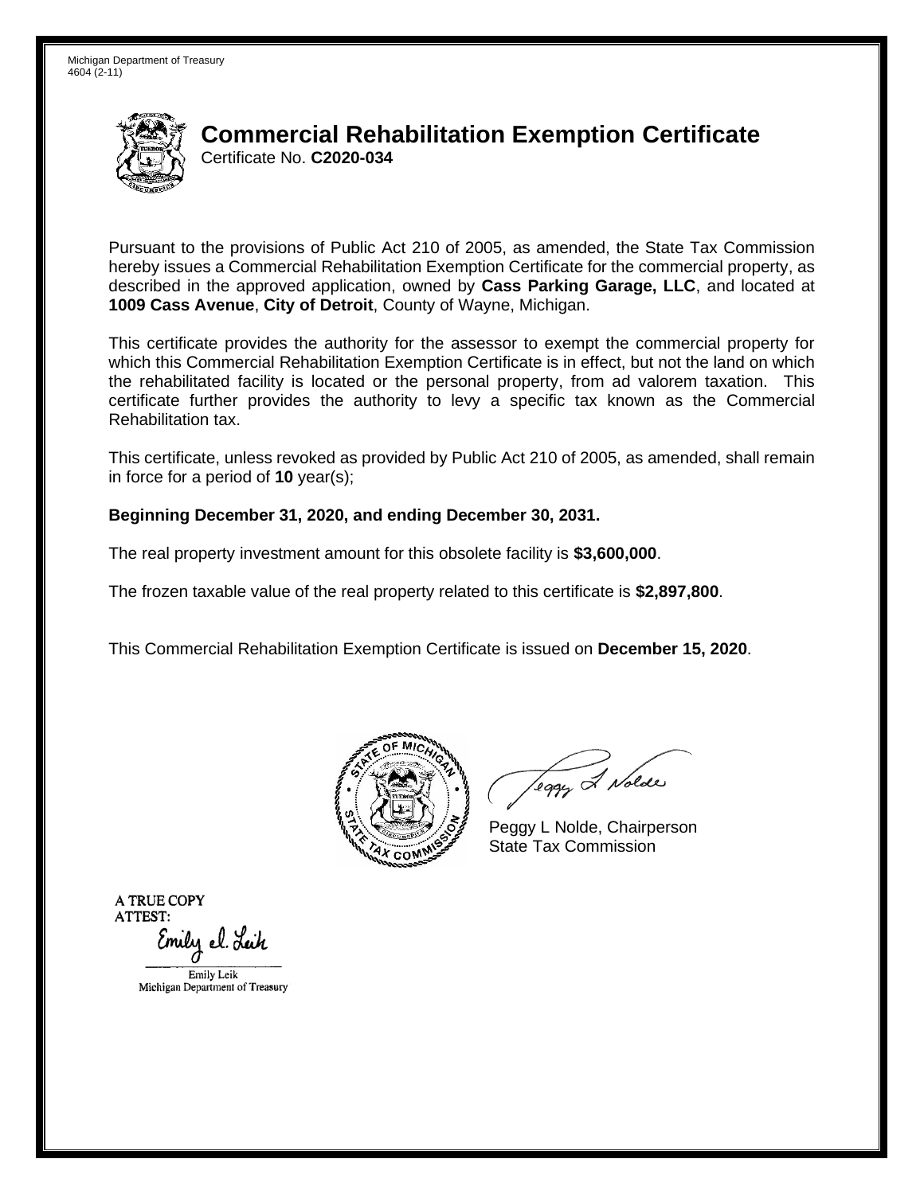Michigan Department of Treasury
4604 (2-11)

# Commercial Rehabilitation Exemption Certificate

Certificate No. **C2020-034**

Pursuant to the provisions of Public Act 210 of 2005, as amended, the State Tax Commission hereby issues a Commercial Rehabilitation Exemption Certificate for the commercial property, as described in the approved application, owned by **Cass Parking Garage, LLC**, and located at **1009 Cass Avenue**, **City of Detroit**, County of Wayne, Michigan.

This certificate provides the authority for the assessor to exempt the commercial property for which this Commercial Rehabilitation Exemption Certificate is in effect, but not the land on which the rehabilitated facility is located or the personal property, from ad valorem taxation. This certificate further provides the authority to levy a specific tax known as the Commercial Rehabilitation tax.

This certificate, unless revoked as provided by Public Act 210 of 2005, as amended, shall remain in force for a period of **10** year(s);

**Beginning December 31, 2020, and ending December 30, 2031.**

The real property investment amount for this obsolete facility is **$3,600,000**.

The frozen taxable value of the real property related to this certificate is **$2,897,800**.

This Commercial Rehabilitation Exemption Certificate is issued on **December 15, 2020**.

Peggy L Nolde, Chairperson
State Tax Commission

A TRUE COPY
ATTEST:

Emily Leik
Michigan Department of Treasury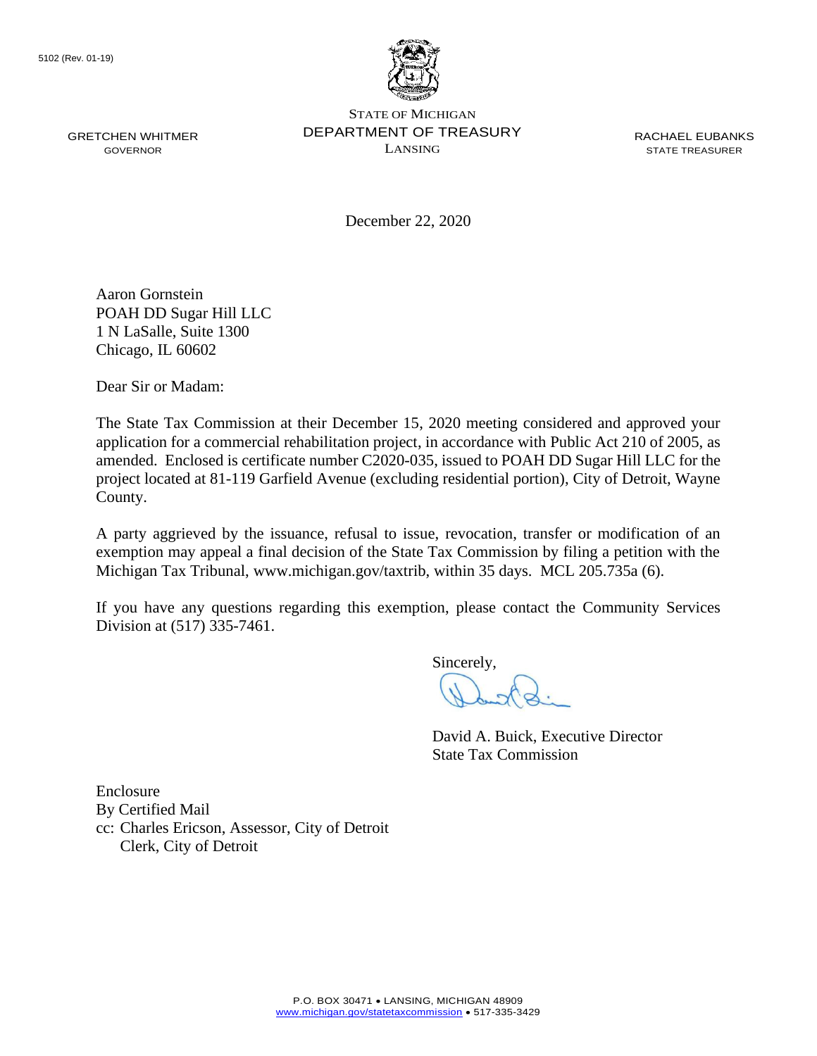5102 (Rev. 01-19)

GRETCHEN WHITMER
GOVERNOR

STATE OF MICHIGAN
DEPARTMENT OF TREASURY
LANSING

RACHAEL EUBANKS
STATE TREASURER

December 22, 2020

Aaron Gornstein
POAH DD Sugar Hill LLC
1 N LaSalle, Suite 1300
Chicago, IL 60602

Dear Sir or Madam:

The State Tax Commission at their December 15, 2020 meeting considered and approved your application for a commercial rehabilitation project, in accordance with Public Act 210 of 2005, as amended. Enclosed is certificate number C2020-035, issued to POAH DD Sugar Hill LLC for the project located at 81-119 Garfield Avenue (excluding residential portion), City of Detroit, Wayne County.

A party aggrieved by the issuance, refusal to issue, revocation, transfer or modification of an exemption may appeal a final decision of the State Tax Commission by filing a petition with the Michigan Tax Tribunal, www.michigan.gov/taxtrib, within 35 days. MCL 205.735a (6).

If you have any questions regarding this exemption, please contact the Community Services Division at (517) 335-7461.

Sincerely,

David A. Buick, Executive Director
State Tax Commission

Enclosure
By Certified Mail
cc: Charles Ericson, Assessor, City of Detroit
Clerk, City of Detroit

P.O. BOX 30471 • LANSING, MICHIGAN 48909
www.michigan.gov/statetaxcommission • 517-335-3429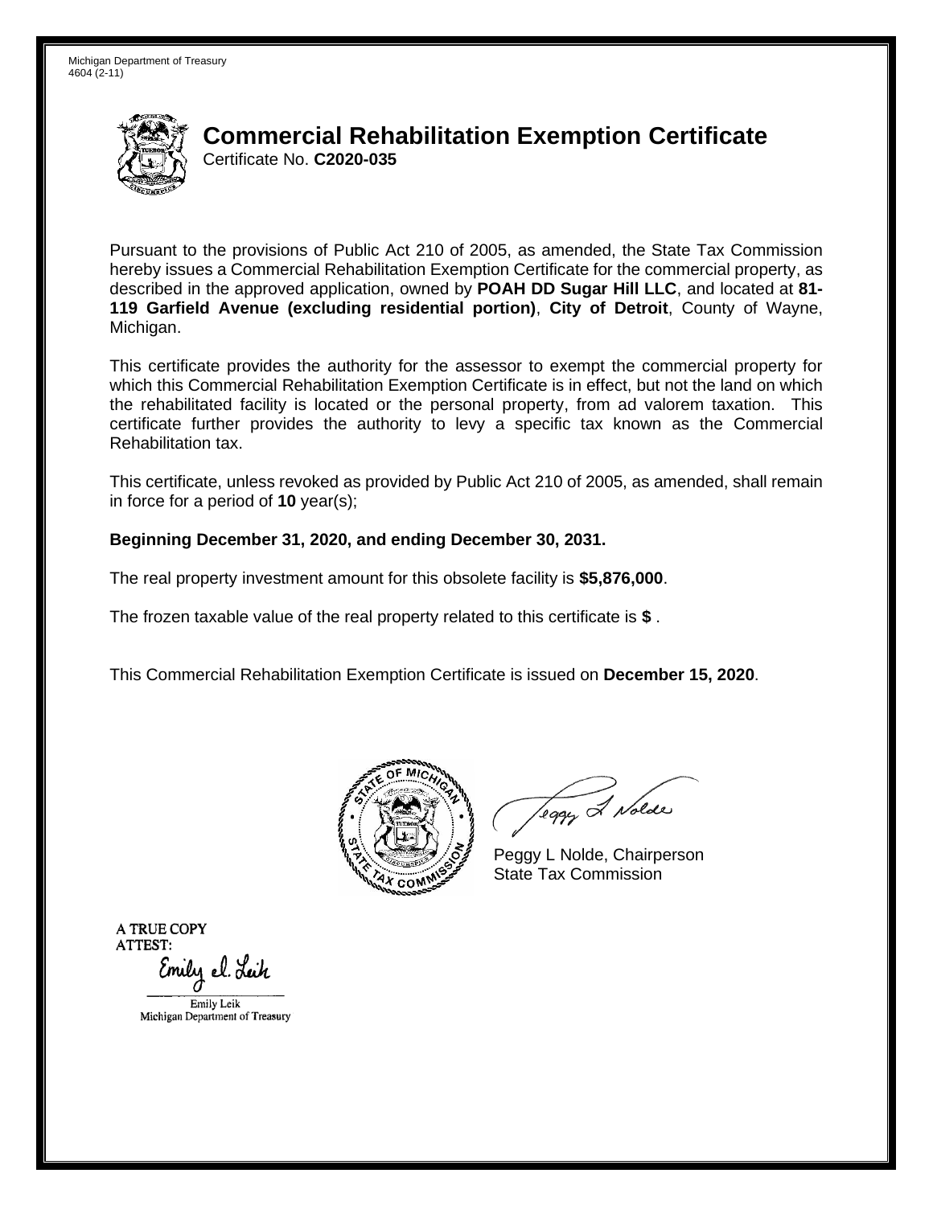Michigan Department of Treasury
4604 (2-11)

# Commercial Rehabilitation Exemption Certificate

Certificate No. **C2020-035**

Pursuant to the provisions of Public Act 210 of 2005, as amended, the State Tax Commission hereby issues a Commercial Rehabilitation Exemption Certificate for the commercial property, as described in the approved application, owned by **POAH DD Sugar Hill LLC**, and located at **81-119 Garfield Avenue (excluding residential portion)**, **City of Detroit**, County of Wayne, Michigan.

This certificate provides the authority for the assessor to exempt the commercial property for which this Commercial Rehabilitation Exemption Certificate is in effect, but not the land on which the rehabilitated facility is located or the personal property, from ad valorem taxation. This certificate further provides the authority to levy a specific tax known as the Commercial Rehabilitation tax.

This certificate, unless revoked as provided by Public Act 210 of 2005, as amended, shall remain in force for a period of **10** year(s);

**Beginning December 31, 2020, and ending December 30, 2031.**

The real property investment amount for this obsolete facility is **$5,876,000**.

The frozen taxable value of the real property related to this certificate is **$** .

This Commercial Rehabilitation Exemption Certificate is issued on **December 15, 2020**.

Peggy L Nolde, Chairperson
State Tax Commission

A TRUE COPY
ATTEST:

Emily Leik
Michigan Department of Treasury